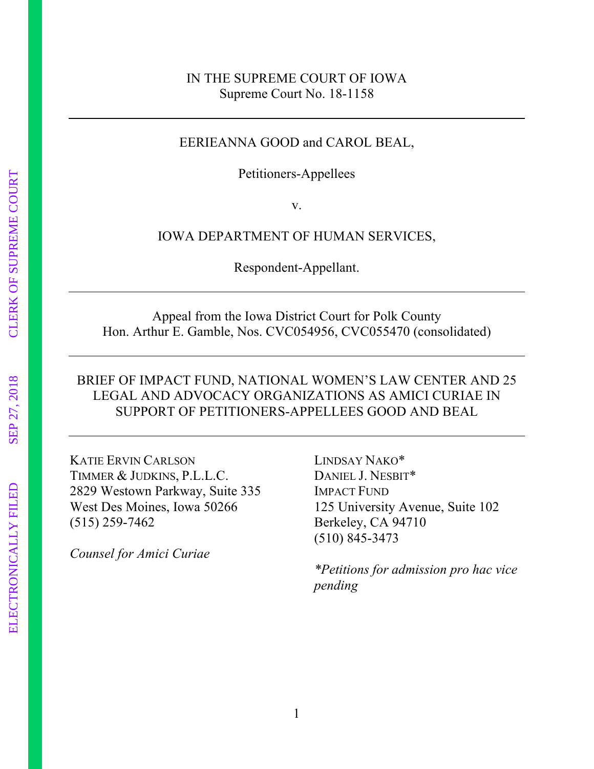IN THE SUPREME COURT OF IOWA
Supreme Court No. 18-1158

---

EERIEANNA GOOD and CAROL BEAL,

Petitioners-Appellees

v.

IOWA DEPARTMENT OF HUMAN SERVICES,

Respondent-Appellant.

---

Appeal from the Iowa District Court for Polk County
Hon. Arthur E. Gamble, Nos. CVC054956, CVC055470 (consolidated)

---

BRIEF OF IMPACT FUND, NATIONAL WOMEN'S LAW CENTER AND 25 LEGAL AND ADVOCACY ORGANIZATIONS AS AMICI CURIAE IN SUPPORT OF PETITIONERS-APPELLEES GOOD AND BEAL

---

KATIE ERVIN CARLSON
TIMMER & JUDKINS, P.L.L.C.
2829 Westown Parkway, Suite 335
West Des Moines, Iowa 50266
(515) 259-7462

*Counsel for Amici Curiae*

LINDSAY NAKO*
DANIEL J. NESBIT*
IMPACT FUND
125 University Avenue, Suite 102
Berkeley, CA 94710
(510) 845-3473

**Petitions for admission pro hac vice pending*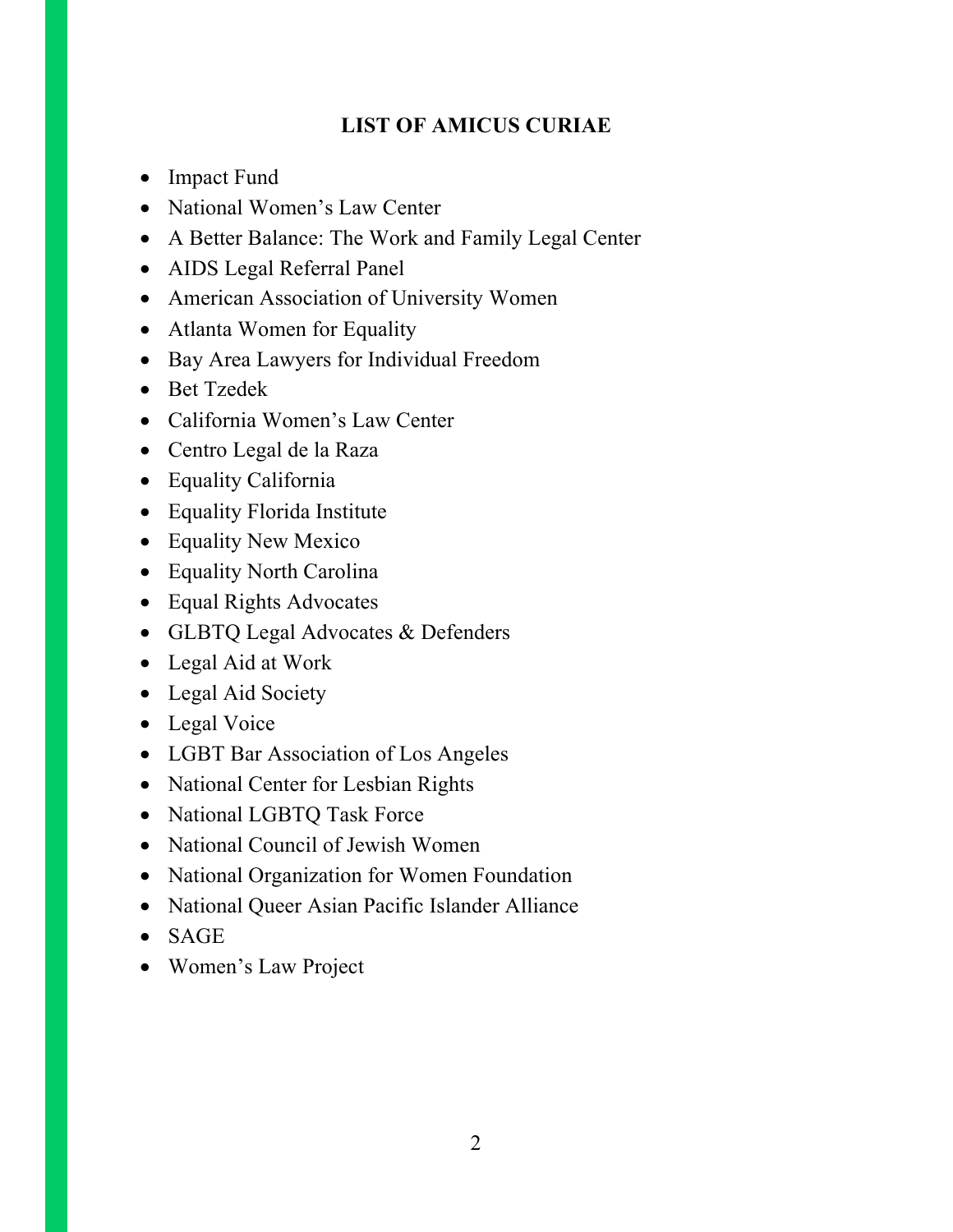## LIST OF AMICUS CURIAE

- Impact Fund
- National Women's Law Center
- A Better Balance: The Work and Family Legal Center
- AIDS Legal Referral Panel
- American Association of University Women
- Atlanta Women for Equality
- Bay Area Lawyers for Individual Freedom
- Bet Tzedek
- California Women's Law Center
- Centro Legal de la Raza
- Equality California
- Equality Florida Institute
- Equality New Mexico
- Equality North Carolina
- Equal Rights Advocates
- GLBTQ Legal Advocates & Defenders
- Legal Aid at Work
- Legal Aid Society
- Legal Voice
- LGBT Bar Association of Los Angeles
- National Center for Lesbian Rights
- National LGBTQ Task Force
- National Council of Jewish Women
- National Organization for Women Foundation
- National Queer Asian Pacific Islander Alliance
- SAGE
- Women's Law Project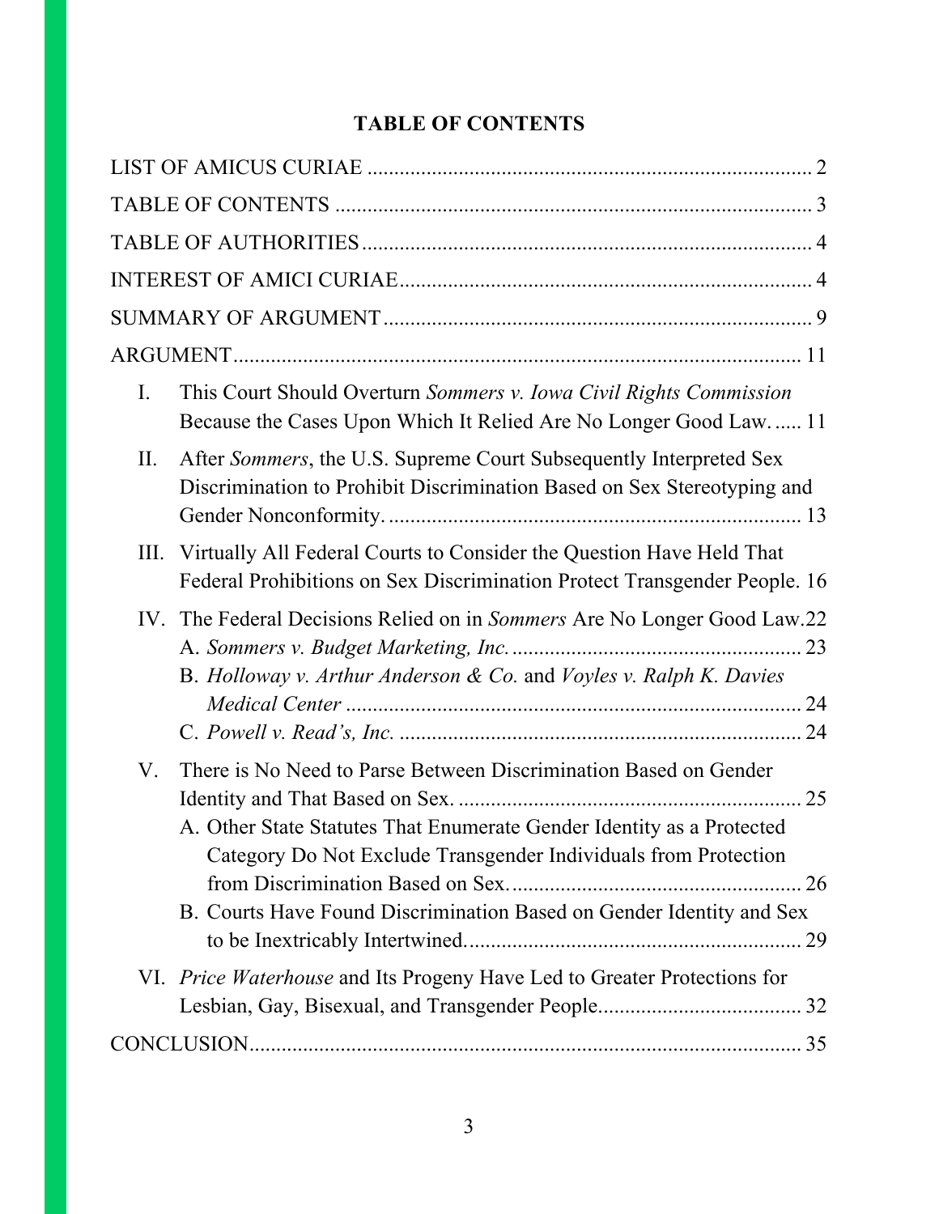# TABLE OF CONTENTS

LIST OF AMICUS CURIAE .................................................................................. 2

TABLE OF CONTENTS ........................................................................................ 3

TABLE OF AUTHORITIES .................................................................................... 4

INTEREST OF AMICI CURIAE ............................................................................. 4

SUMMARY OF ARGUMENT ................................................................................ 9

ARGUMENT .......................................................................................................... 11

I. This Court Should Overturn *Sommers v. Iowa Civil Rights Commission* Because the Cases Upon Which It Relied Are No Longer Good Law. ..... 11

II. After *Sommers*, the U.S. Supreme Court Subsequently Interpreted Sex Discrimination to Prohibit Discrimination Based on Sex Stereotyping and Gender Nonconformity. ............................................................................. 13

III. Virtually All Federal Courts to Consider the Question Have Held That Federal Prohibitions on Sex Discrimination Protect Transgender People. 16

IV. The Federal Decisions Relied on in *Sommers* Are No Longer Good Law. 22
   - A. *Sommers v. Budget Marketing, Inc.* ..................................................... 23
   - B. *Holloway v. Arthur Anderson & Co.* and *Voyles v. Ralph K. Davies Medical Center* ..................................................................................... 24
   - C. *Powell v. Read's, Inc.* ........................................................................... 24

V. There is No Need to Parse Between Discrimination Based on Gender Identity and That Based on Sex. ................................................................ 25
   - A. Other State Statutes That Enumerate Gender Identity as a Protected Category Do Not Exclude Transgender Individuals from Protection from Discrimination Based on Sex. ...................................................... 26
   - B. Courts Have Found Discrimination Based on Gender Identity and Sex to be Inextricably Intertwined. .............................................................. 29

VI. *Price Waterhouse* and Its Progeny Have Led to Greater Protections for Lesbian, Gay, Bisexual, and Transgender People. ..................................... 32

CONCLUSION ....................................................................................................... 35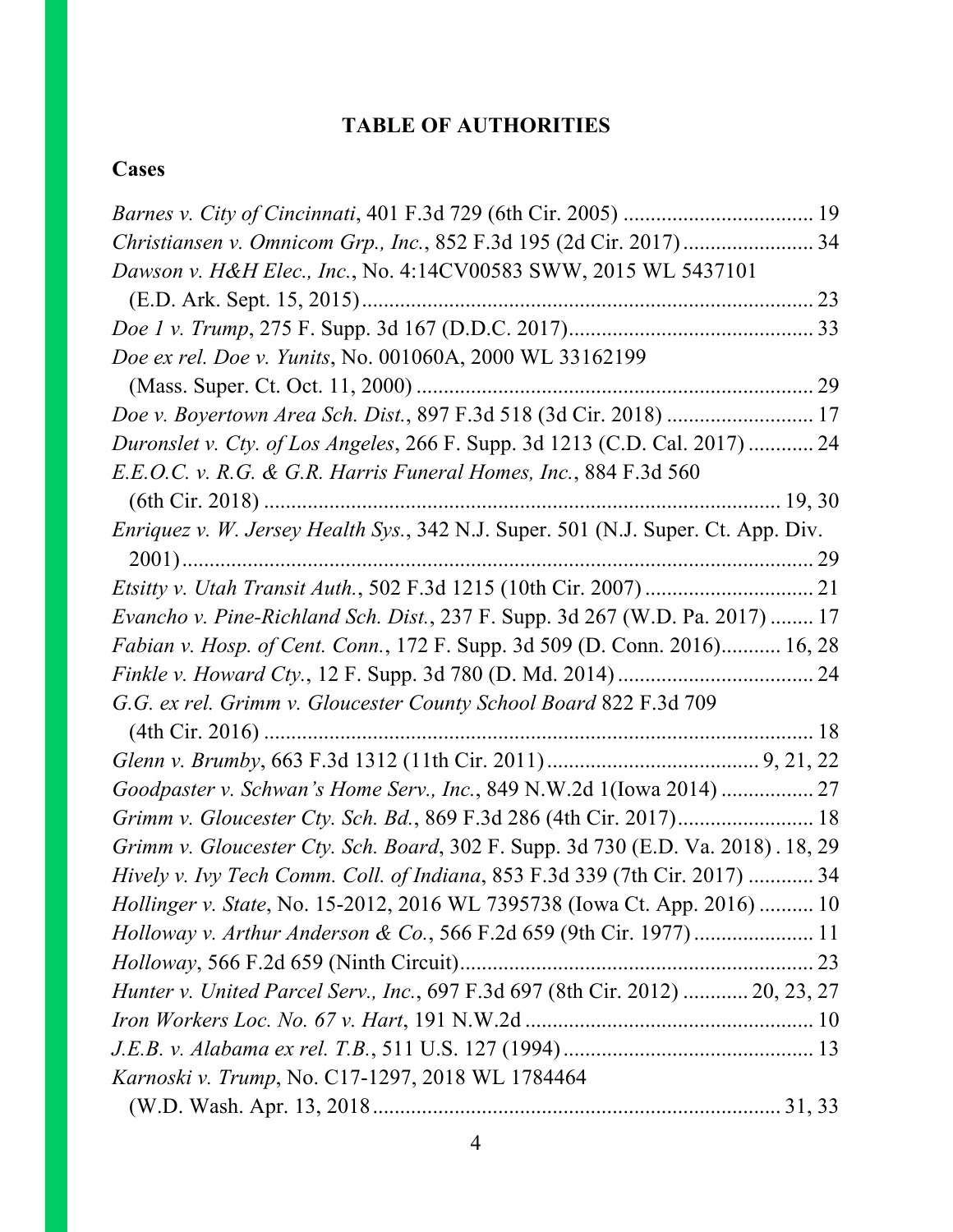# TABLE OF AUTHORITIES

## Cases

*Barnes v. City of Cincinnati*, 401 F.3d 729 (6th Cir. 2005) .................................. 19

*Christiansen v. Omnicom Grp., Inc.*, 852 F.3d 195 (2d Cir. 2017) ........................ 34

*Dawson v. H&H Elec., Inc.*, No. 4:14CV00583 SWW, 2015 WL 5437101 (E.D. Ark. Sept. 15, 2015) .................................................................................. 23

*Doe 1 v. Trump*, 275 F. Supp. 3d 167 (D.D.C. 2017)............................................. 33

*Doe ex rel. Doe v. Yunits*, No. 001060A, 2000 WL 33162199 (Mass. Super. Ct. Oct. 11, 2000) ......................................................................... 29

*Doe v. Boyertown Area Sch. Dist.*, 897 F.3d 518 (3d Cir. 2018) .......................... 17

*Duronslet v. Cty. of Los Angeles*, 266 F. Supp. 3d 1213 (C.D. Cal. 2017) ............ 24

*E.E.O.C. v. R.G. & G.R. Harris Funeral Homes, Inc.*, 884 F.3d 560 (6th Cir. 2018) ............................................................................................... 19, 30

*Enriquez v. W. Jersey Health Sys.*, 342 N.J. Super. 501 (N.J. Super. Ct. App. Div. 2001).................................................................................................................... 29

*Etsitty v. Utah Transit Auth.*, 502 F.3d 1215 (10th Cir. 2007) .............................. 21

*Evancho v. Pine-Richland Sch. Dist.*, 237 F. Supp. 3d 267 (W.D. Pa. 2017) ........ 17

*Fabian v. Hosp. of Cent. Conn.*, 172 F. Supp. 3d 509 (D. Conn. 2016)........... 16, 28

*Finkle v. Howard Cty.*, 12 F. Supp. 3d 780 (D. Md. 2014) .................................... 24

*G.G. ex rel. Grimm v. Gloucester County School Board* 822 F.3d 709 (4th Cir. 2016) ..................................................................................................... 18

*Glenn v. Brumby*, 663 F.3d 1312 (11th Cir. 2011) ...................................... 9, 21, 22

*Goodpaster v. Schwan's Home Serv., Inc.*, 849 N.W.2d 1(Iowa 2014) ................. 27

*Grimm v. Gloucester Cty. Sch. Bd.*, 869 F.3d 286 (4th Cir. 2017)......................... 18

*Grimm v. Gloucester Cty. Sch. Board*, 302 F. Supp. 3d 730 (E.D. Va. 2018) . 18, 29

*Hively v. Ivy Tech Comm. Coll. of Indiana*, 853 F.3d 339 (7th Cir. 2017) ............ 34

*Hollinger v. State*, No. 15-2012, 2016 WL 7395738 (Iowa Ct. App. 2016) .......... 10

*Holloway v. Arthur Anderson & Co.*, 566 F.2d 659 (9th Cir. 1977)...................... 11

*Holloway*, 566 F.2d 659 (Ninth Circuit)................................................................ 23

*Hunter v. United Parcel Serv., Inc.*, 697 F.3d 697 (8th Cir. 2012) ............ 20, 23, 27

*Iron Workers Loc. No. 67 v. Hart*, 191 N.W.2d .................................................... 10

*J.E.B. v. Alabama ex rel. T.B.*, 511 U.S. 127 (1994) ............................................. 13

*Karnoski v. Trump*, No. C17-1297, 2018 WL 1784464 (W.D. Wash. Apr. 13, 2018 .......................................................................... 31, 33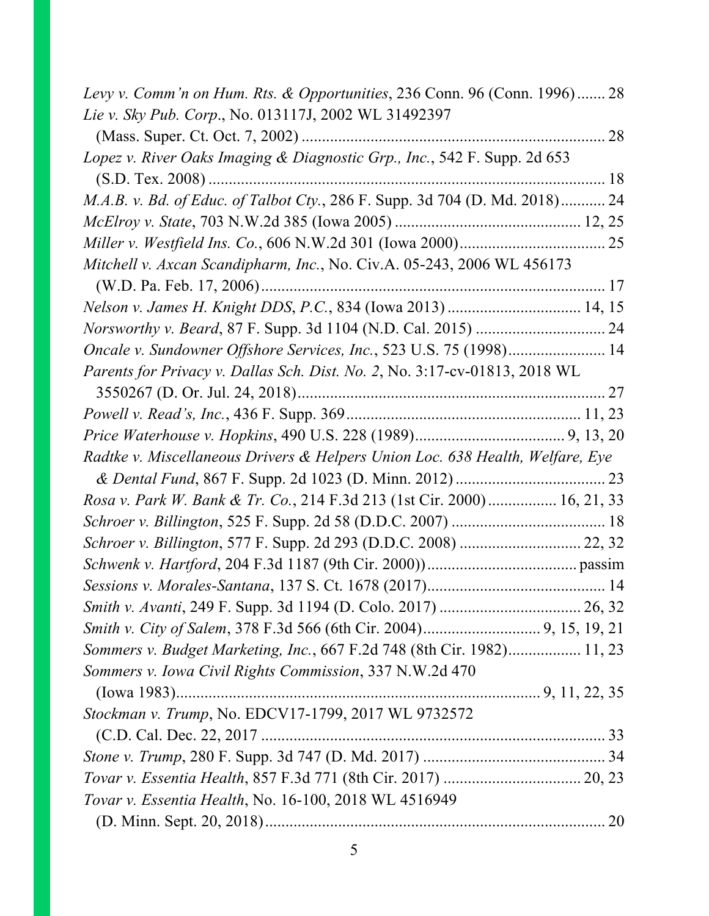*Levy v. Comm'n on Hum. Rts. & Opportunities*, 236 Conn. 96 (Conn. 1996) ....... 28

*Lie v. Sky Pub. Corp*., No. 013117J, 2002 WL 31492397 (Mass. Super. Ct. Oct. 7, 2002) ........................................................................... 28

*Lopez v. River Oaks Imaging & Diagnostic Grp., Inc.*, 542 F. Supp. 2d 653 (S.D. Tex. 2008) .................................................................................. 18

*M.A.B. v. Bd. of Educ. of Talbot Cty.*, 286 F. Supp. 3d 704 (D. Md. 2018) ........... 24

*McElroy v. State*, 703 N.W.2d 385 (Iowa 2005) ............................................ 12, 25

*Miller v. Westfield Ins. Co.*, 606 N.W.2d 301 (Iowa 2000) .................................... 25

*Mitchell v. Axcan Scandipharm, Inc.*, No. Civ.A. 05-243, 2006 WL 456173 (W.D. Pa. Feb. 17, 2006) ..................................................................................... 17

*Nelson v. James H. Knight DDS, P.C.*, 834 (Iowa 2013) ................................ 14, 15

*Norsworthy v. Beard*, 87 F. Supp. 3d 1104 (N.D. Cal. 2015) ................................ 24

*Oncale v. Sundowner Offshore Services, Inc.*, 523 U.S. 75 (1998) ........................ 14

*Parents for Privacy v. Dallas Sch. Dist. No. 2*, No. 3:17-cv-01813, 2018 WL 3550267 (D. Or. Jul. 24, 2018) ............................................................................ 27

*Powell v. Read's, Inc.*, 436 F. Supp. 369 ......................................................... 11, 23

*Price Waterhouse v. Hopkins*, 490 U.S. 228 (1989) .................................... 9, 13, 20

*Radtke v. Miscellaneous Drivers & Helpers Union Loc. 638 Health, Welfare, Eye & Dental Fund*, 867 F. Supp. 2d 1023 (D. Minn. 2012) ..................................... 23

*Rosa v. Park W. Bank & Tr. Co.*, 214 F.3d 213 (1st Cir. 2000) ................ 16, 21, 33

*Schroer v. Billington*, 525 F. Supp. 2d 58 (D.D.C. 2007) ...................................... 18

*Schroer v. Billington*, 577 F. Supp. 2d 293 (D.D.C. 2008) ............................. 22, 32

*Schwenk v. Hartford*, 204 F.3d 1187 (9th Cir. 2000)) ..................................... passim

*Sessions v. Morales-Santana*, 137 S. Ct. 1678 (2017) ............................................ 14

*Smith v. Avanti*, 249 F. Supp. 3d 1194 (D. Colo. 2017) .................................. 26, 32

*Smith v. City of Salem*, 378 F.3d 566 (6th Cir. 2004) ............................ 9, 15, 19, 21

*Sommers v. Budget Marketing, Inc.*, 667 F.2d 748 (8th Cir. 1982) ................. 11, 23

*Sommers v. Iowa Civil Rights Commission*, 337 N.W.2d 470 (Iowa 1983) ........................................................................................ 9, 11, 22, 35

*Stockman v. Trump*, No. EDCV17-1799, 2017 WL 9732572 (C.D. Cal. Dec. 22, 2017 .................................................................................... 33

*Stone v. Trump*, 280 F. Supp. 3d 747 (D. Md. 2017) ............................................. 34

*Tovar v. Essentia Health*, 857 F.3d 771 (8th Cir. 2017) ................................. 20, 23

*Tovar v. Essentia Health*, No. 16-100, 2018 WL 4516949 (D. Minn. Sept. 20, 2018) .................................................................................... 20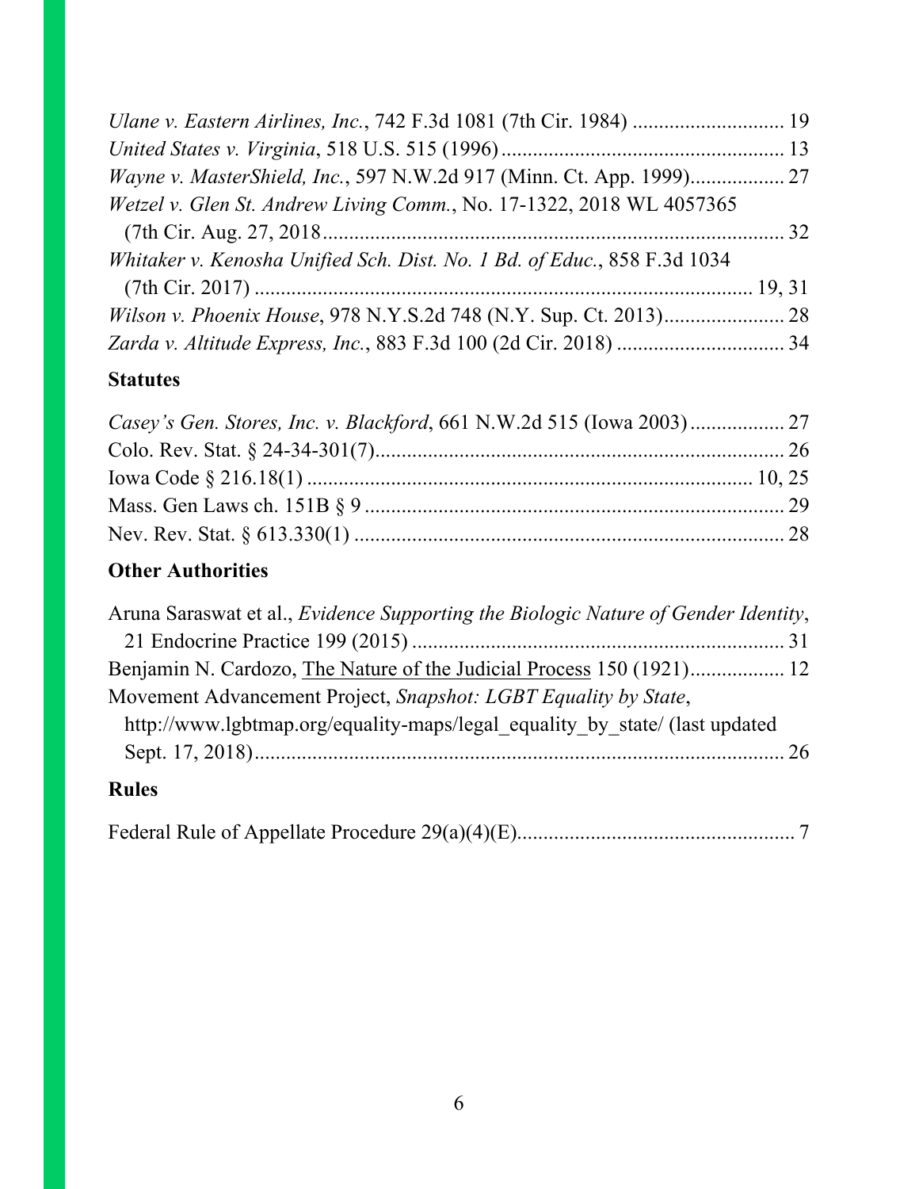*Ulane v. Eastern Airlines, Inc.*, 742 F.3d 1081 (7th Cir. 1984) ............................ 19

*United States v. Virginia*, 518 U.S. 515 (1996) ...................................................... 13

*Wayne v. MasterShield, Inc.*, 597 N.W.2d 917 (Minn. Ct. App. 1999).................. 27

*Wetzel v. Glen St. Andrew Living Comm.*, No. 17-1322, 2018 WL 4057365 (7th Cir. Aug. 27, 2018 ......................................................................................... 32

*Whitaker v. Kenosha Unified Sch. Dist. No. 1 Bd. of Educ.*, 858 F.3d 1034 (7th Cir. 2017) ......................................................................................... 19, 31

*Wilson v. Phoenix House*, 978 N.Y.S.2d 748 (N.Y. Sup. Ct. 2013)........................ 28

*Zarda v. Altitude Express, Inc.*, 883 F.3d 100 (2d Cir. 2018) ................................ 34

## Statutes

*Casey's Gen. Stores, Inc. v. Blackford*, 661 N.W.2d 515 (Iowa 2003) .................. 27

Colo. Rev. Stat. § 24-34-301(7)............................................................................... 26

Iowa Code § 216.18(1) ...................................................................................... 10, 25

Mass. Gen Laws ch. 151B § 9 ................................................................................. 29

Nev. Rev. Stat. § 613.330(1) .................................................................................. 28

## Other Authorities

Aruna Saraswat et al., *Evidence Supporting the Biologic Nature of Gender Identity*, 21 Endocrine Practice 199 (2015) ....................................................................... 31

Benjamin N. Cardozo, The Nature of the Judicial Process 150 (1921).................. 12

Movement Advancement Project, *Snapshot: LGBT Equality by State*, http://www.lgbtmap.org/equality-maps/legal_equality_by_state/ (last updated Sept. 17, 2018)...................................................................................................... 26

## Rules

Federal Rule of Appellate Procedure 29(a)(4)(E)..................................................... 7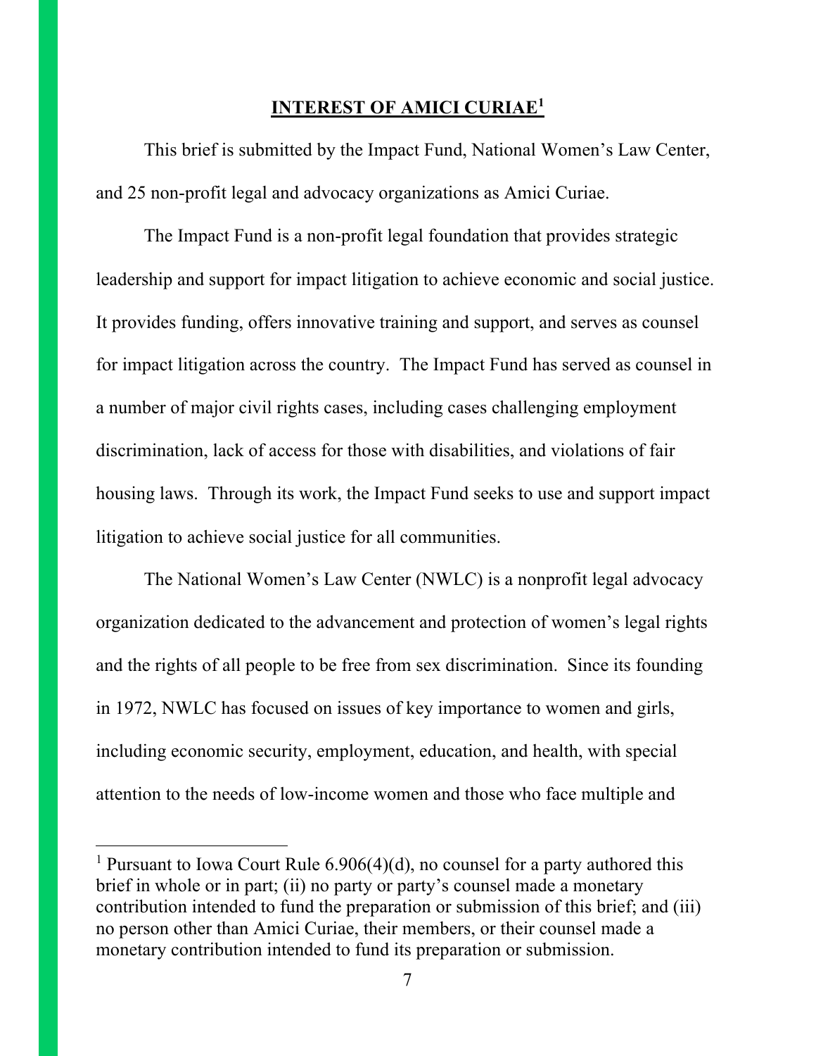## INTEREST OF AMICI CURIAE[1]

This brief is submitted by the Impact Fund, National Women's Law Center, and 25 non-profit legal and advocacy organizations as Amici Curiae.

The Impact Fund is a non-profit legal foundation that provides strategic leadership and support for impact litigation to achieve economic and social justice. It provides funding, offers innovative training and support, and serves as counsel for impact litigation across the country. The Impact Fund has served as counsel in a number of major civil rights cases, including cases challenging employment discrimination, lack of access for those with disabilities, and violations of fair housing laws. Through its work, the Impact Fund seeks to use and support impact litigation to achieve social justice for all communities.

The National Women's Law Center (NWLC) is a nonprofit legal advocacy organization dedicated to the advancement and protection of women's legal rights and the rights of all people to be free from sex discrimination. Since its founding in 1972, NWLC has focused on issues of key importance to women and girls, including economic security, employment, education, and health, with special attention to the needs of low-income women and those who face multiple and

---

[1] Pursuant to Iowa Court Rule 6.906(4)(d), no counsel for a party authored this brief in whole or in part; (ii) no party or party's counsel made a monetary contribution intended to fund the preparation or submission of this brief; and (iii) no person other than Amici Curiae, their members, or their counsel made a monetary contribution intended to fund its preparation or submission.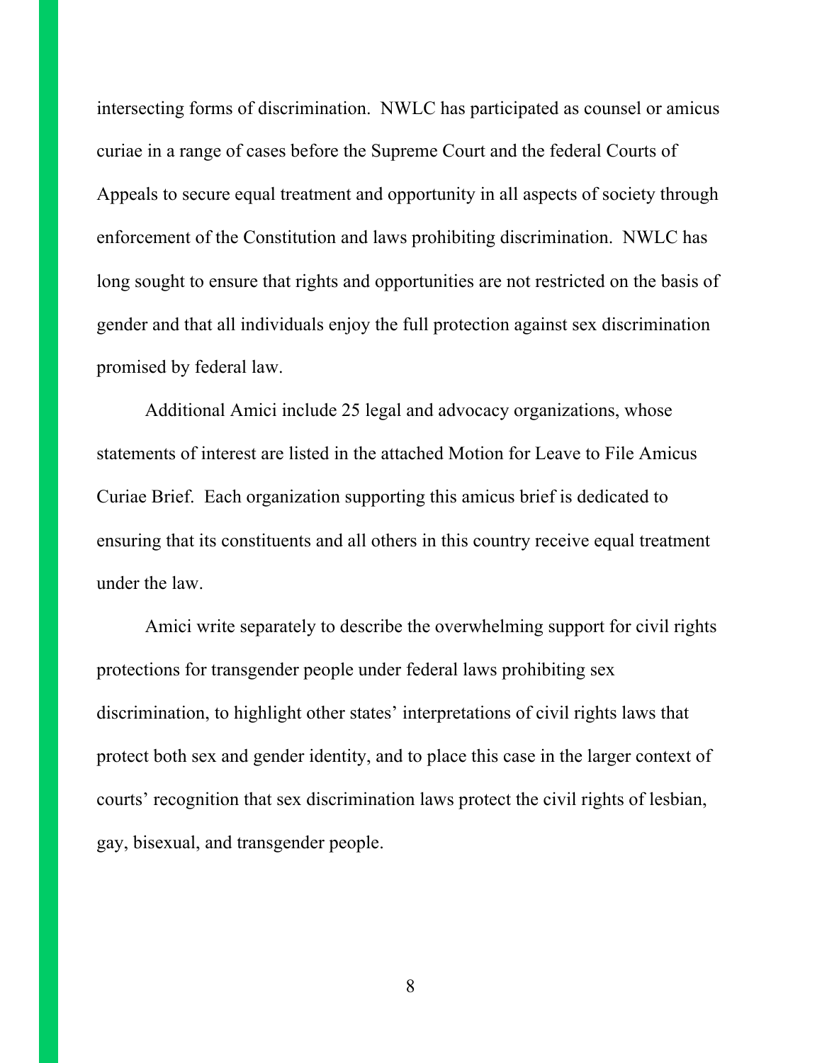intersecting forms of discrimination. NWLC has participated as counsel or amicus curiae in a range of cases before the Supreme Court and the federal Courts of Appeals to secure equal treatment and opportunity in all aspects of society through enforcement of the Constitution and laws prohibiting discrimination. NWLC has long sought to ensure that rights and opportunities are not restricted on the basis of gender and that all individuals enjoy the full protection against sex discrimination promised by federal law.

Additional Amici include 25 legal and advocacy organizations, whose statements of interest are listed in the attached Motion for Leave to File Amicus Curiae Brief. Each organization supporting this amicus brief is dedicated to ensuring that its constituents and all others in this country receive equal treatment under the law.

Amici write separately to describe the overwhelming support for civil rights protections for transgender people under federal laws prohibiting sex discrimination, to highlight other states' interpretations of civil rights laws that protect both sex and gender identity, and to place this case in the larger context of courts' recognition that sex discrimination laws protect the civil rights of lesbian, gay, bisexual, and transgender people.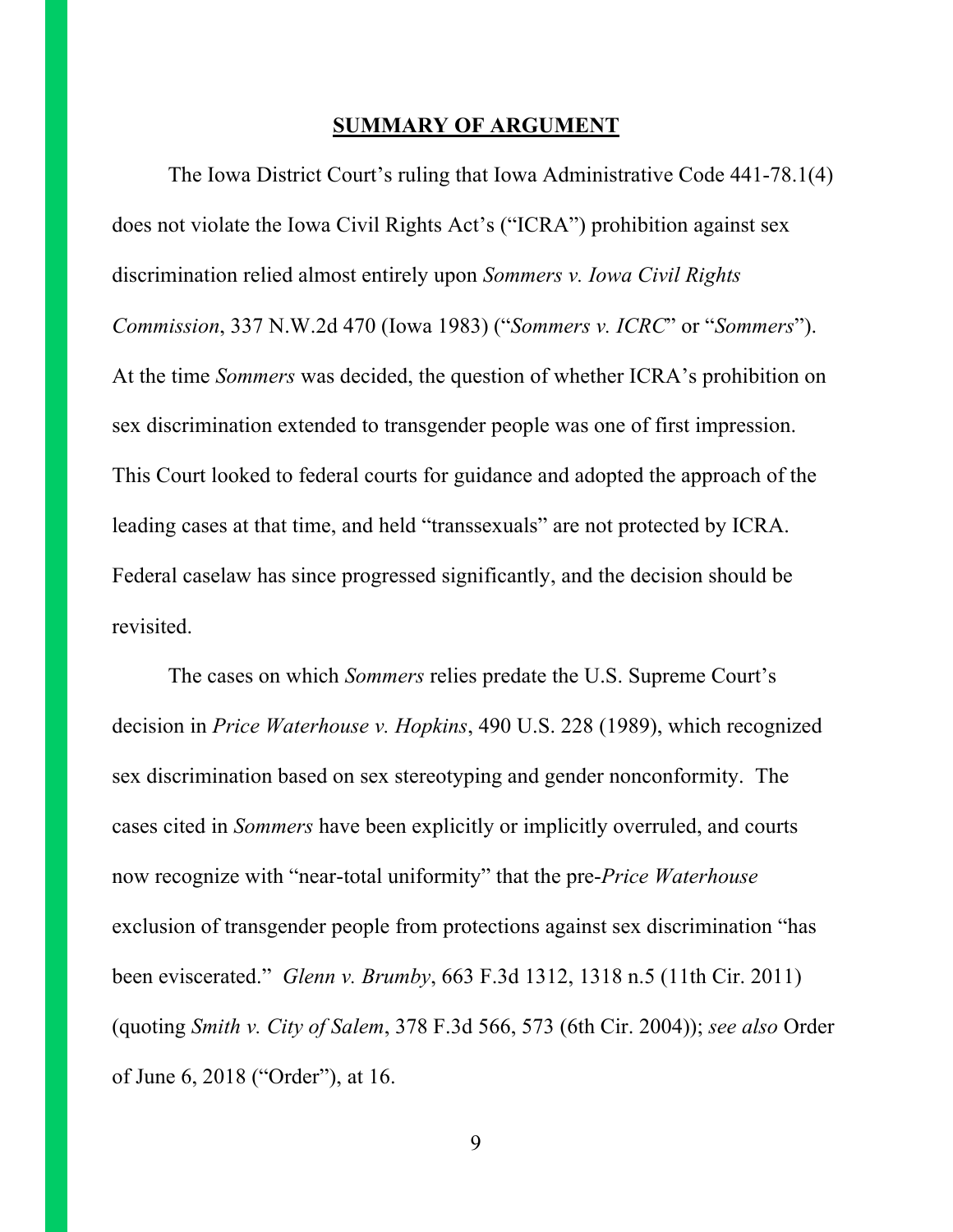## SUMMARY OF ARGUMENT

The Iowa District Court's ruling that Iowa Administrative Code 441-78.1(4) does not violate the Iowa Civil Rights Act's ("ICRA") prohibition against sex discrimination relied almost entirely upon *Sommers v. Iowa Civil Rights Commission*, 337 N.W.2d 470 (Iowa 1983) ("*Sommers v. ICRC*" or "*Sommers*"). At the time *Sommers* was decided, the question of whether ICRA's prohibition on sex discrimination extended to transgender people was one of first impression. This Court looked to federal courts for guidance and adopted the approach of the leading cases at that time, and held "transsexuals" are not protected by ICRA. Federal caselaw has since progressed significantly, and the decision should be revisited.

The cases on which *Sommers* relies predate the U.S. Supreme Court's decision in *Price Waterhouse v. Hopkins*, 490 U.S. 228 (1989), which recognized sex discrimination based on sex stereotyping and gender nonconformity. The cases cited in *Sommers* have been explicitly or implicitly overruled, and courts now recognize with "near-total uniformity" that the pre-*Price Waterhouse* exclusion of transgender people from protections against sex discrimination "has been eviscerated." *Glenn v. Brumby*, 663 F.3d 1312, 1318 n.5 (11th Cir. 2011) (quoting *Smith v. City of Salem*, 378 F.3d 566, 573 (6th Cir. 2004)); *see also* Order of June 6, 2018 ("Order"), at 16.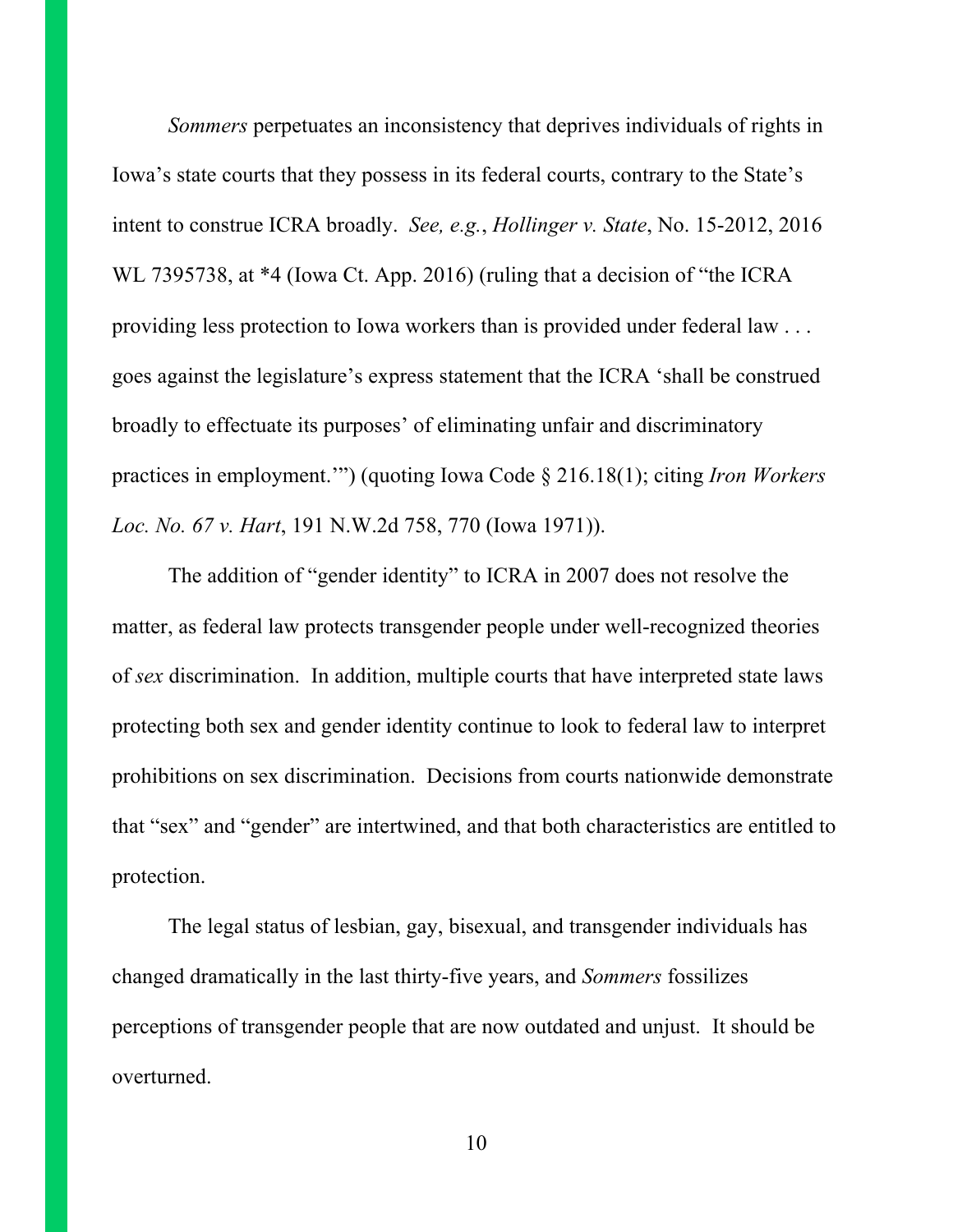*Sommers* perpetuates an inconsistency that deprives individuals of rights in Iowa's state courts that they possess in its federal courts, contrary to the State's intent to construe ICRA broadly. *See, e.g.*, *Hollinger v. State*, No. 15-2012, 2016 WL 7395738, at *4 (Iowa Ct. App. 2016) (ruling that a decision of "the ICRA providing less protection to Iowa workers than is provided under federal law . . . goes against the legislature's express statement that the ICRA 'shall be construed broadly to effectuate its purposes' of eliminating unfair and discriminatory practices in employment.'") (quoting Iowa Code § 216.18(1); citing *Iron Workers Loc. No. 67 v. Hart*, 191 N.W.2d 758, 770 (Iowa 1971)).

The addition of "gender identity" to ICRA in 2007 does not resolve the matter, as federal law protects transgender people under well-recognized theories of *sex* discrimination. In addition, multiple courts that have interpreted state laws protecting both sex and gender identity continue to look to federal law to interpret prohibitions on sex discrimination. Decisions from courts nationwide demonstrate that "sex" and "gender" are intertwined, and that both characteristics are entitled to protection.

The legal status of lesbian, gay, bisexual, and transgender individuals has changed dramatically in the last thirty-five years, and *Sommers* fossilizes perceptions of transgender people that are now outdated and unjust. It should be overturned.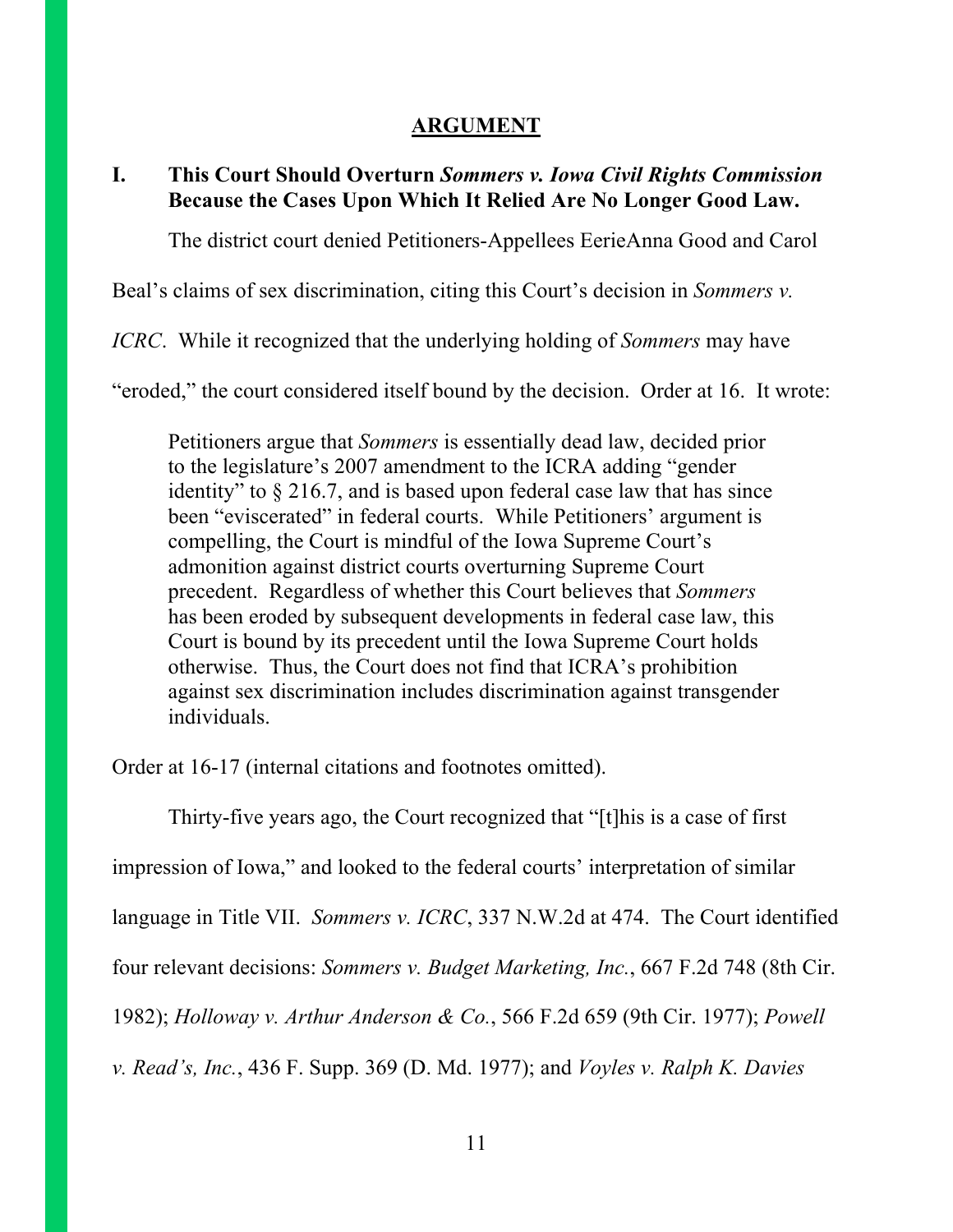## ARGUMENT

### I. This Court Should Overturn *Sommers v. Iowa Civil Rights Commission* Because the Cases Upon Which It Relied Are No Longer Good Law.

The district court denied Petitioners-Appellees EerieAnna Good and Carol Beal's claims of sex discrimination, citing this Court's decision in *Sommers v. ICRC*. While it recognized that the underlying holding of *Sommers* may have "eroded," the court considered itself bound by the decision. Order at 16. It wrote:

> Petitioners argue that *Sommers* is essentially dead law, decided prior to the legislature's 2007 amendment to the ICRA adding "gender identity" to § 216.7, and is based upon federal case law that has since been "eviscerated" in federal courts. While Petitioners' argument is compelling, the Court is mindful of the Iowa Supreme Court's admonition against district courts overturning Supreme Court precedent. Regardless of whether this Court believes that *Sommers* has been eroded by subsequent developments in federal case law, this Court is bound by its precedent until the Iowa Supreme Court holds otherwise. Thus, the Court does not find that ICRA's prohibition against sex discrimination includes discrimination against transgender individuals.

Order at 16-17 (internal citations and footnotes omitted).

Thirty-five years ago, the Court recognized that "[t]his is a case of first impression of Iowa," and looked to the federal courts' interpretation of similar language in Title VII. *Sommers v. ICRC*, 337 N.W.2d at 474. The Court identified four relevant decisions: *Sommers v. Budget Marketing, Inc.*, 667 F.2d 748 (8th Cir. 1982); *Holloway v. Arthur Anderson & Co.*, 566 F.2d 659 (9th Cir. 1977); *Powell v. Read's, Inc.*, 436 F. Supp. 369 (D. Md. 1977); and *Voyles v. Ralph K. Davies*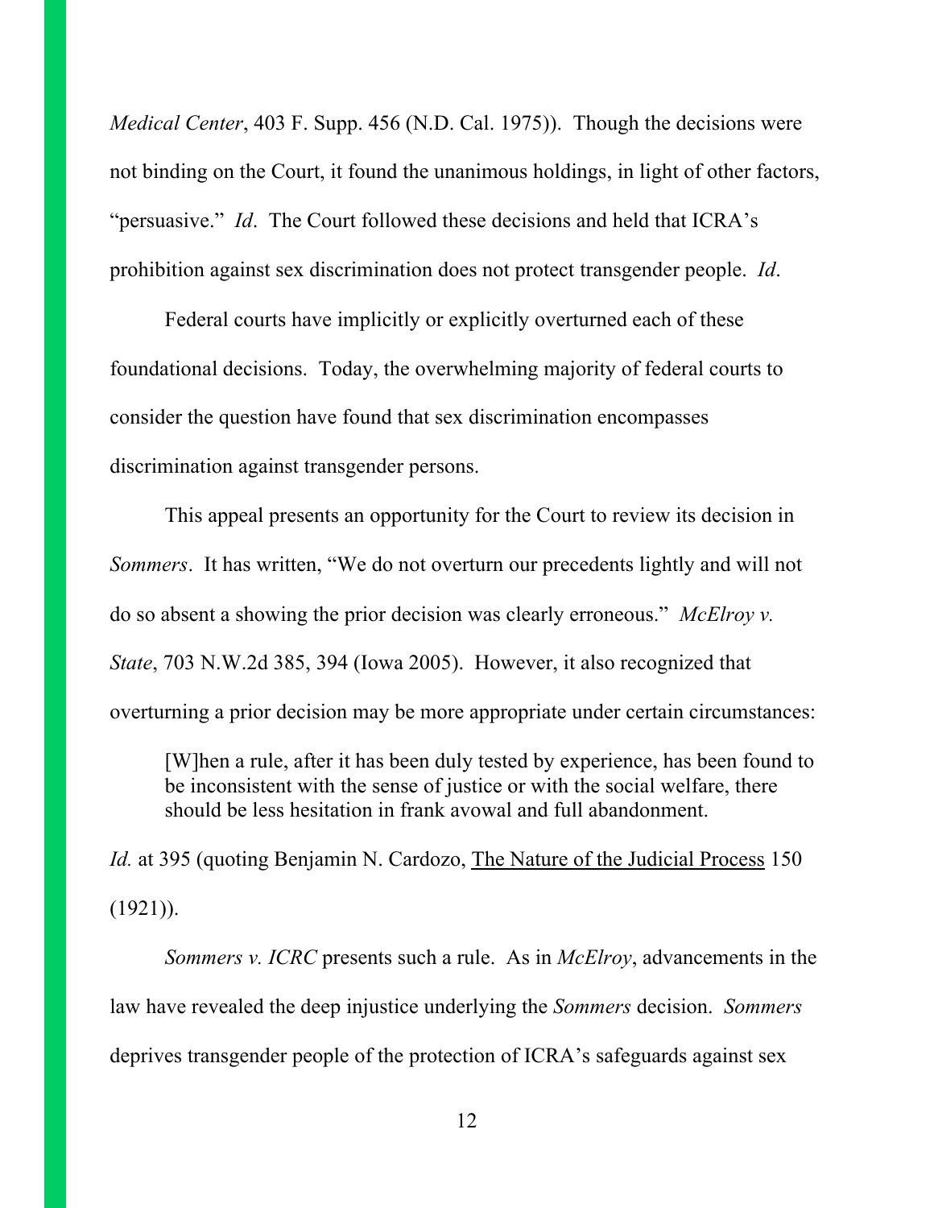*Medical Center*, 403 F. Supp. 456 (N.D. Cal. 1975)). Though the decisions were not binding on the Court, it found the unanimous holdings, in light of other factors, "persuasive." *Id*. The Court followed these decisions and held that ICRA's prohibition against sex discrimination does not protect transgender people. *Id*.

Federal courts have implicitly or explicitly overturned each of these foundational decisions. Today, the overwhelming majority of federal courts to consider the question have found that sex discrimination encompasses discrimination against transgender persons.

This appeal presents an opportunity for the Court to review its decision in *Sommers*. It has written, "We do not overturn our precedents lightly and will not do so absent a showing the prior decision was clearly erroneous." *McElroy v. State*, 703 N.W.2d 385, 394 (Iowa 2005). However, it also recognized that overturning a prior decision may be more appropriate under certain circumstances:

> [W]hen a rule, after it has been duly tested by experience, has been found to be inconsistent with the sense of justice or with the social welfare, there should be less hesitation in frank avowal and full abandonment.

*Id.* at 395 (quoting Benjamin N. Cardozo, The Nature of the Judicial Process 150 (1921)).

*Sommers v. ICRC* presents such a rule. As in *McElroy*, advancements in the law have revealed the deep injustice underlying the *Sommers* decision. *Sommers* deprives transgender people of the protection of ICRA's safeguards against sex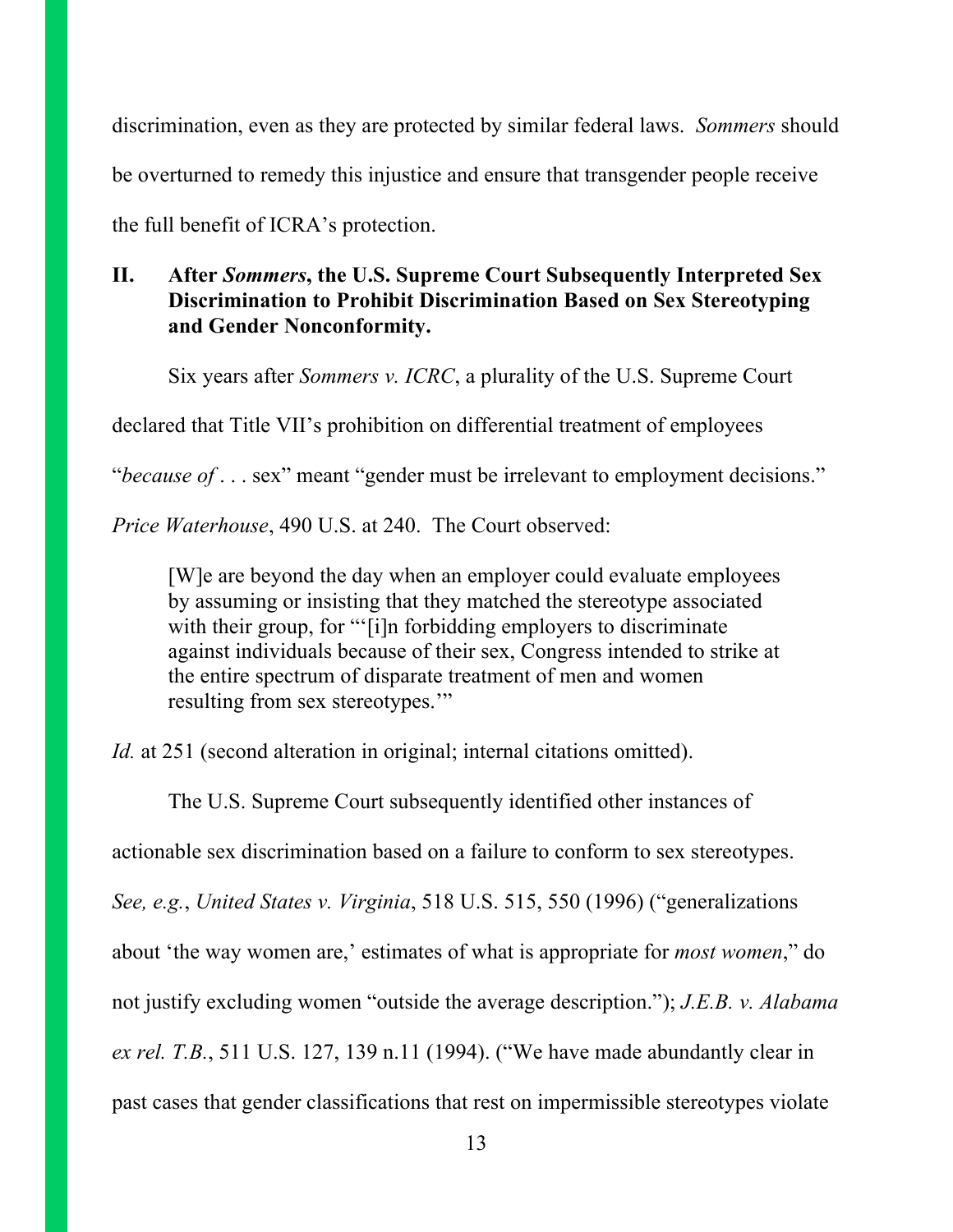discrimination, even as they are protected by similar federal laws. *Sommers* should be overturned to remedy this injustice and ensure that transgender people receive the full benefit of ICRA's protection.

## II. After *Sommers*, the U.S. Supreme Court Subsequently Interpreted Sex Discrimination to Prohibit Discrimination Based on Sex Stereotyping and Gender Nonconformity.

Six years after *Sommers v. ICRC*, a plurality of the U.S. Supreme Court declared that Title VII's prohibition on differential treatment of employees "*because of* . . . sex" meant "gender must be irrelevant to employment decisions." *Price Waterhouse*, 490 U.S. at 240. The Court observed:

> [W]e are beyond the day when an employer could evaluate employees by assuming or insisting that they matched the stereotype associated with their group, for "'[i]n forbidding employers to discriminate against individuals because of their sex, Congress intended to strike at the entire spectrum of disparate treatment of men and women resulting from sex stereotypes.'"

*Id.* at 251 (second alteration in original; internal citations omitted).

The U.S. Supreme Court subsequently identified other instances of actionable sex discrimination based on a failure to conform to sex stereotypes. *See, e.g.*, *United States v. Virginia*, 518 U.S. 515, 550 (1996) ("generalizations about 'the way women are,' estimates of what is appropriate for *most women*," do not justify excluding women "outside the average description."); *J.E.B. v. Alabama ex rel. T.B.*, 511 U.S. 127, 139 n.11 (1994). ("We have made abundantly clear in past cases that gender classifications that rest on impermissible stereotypes violate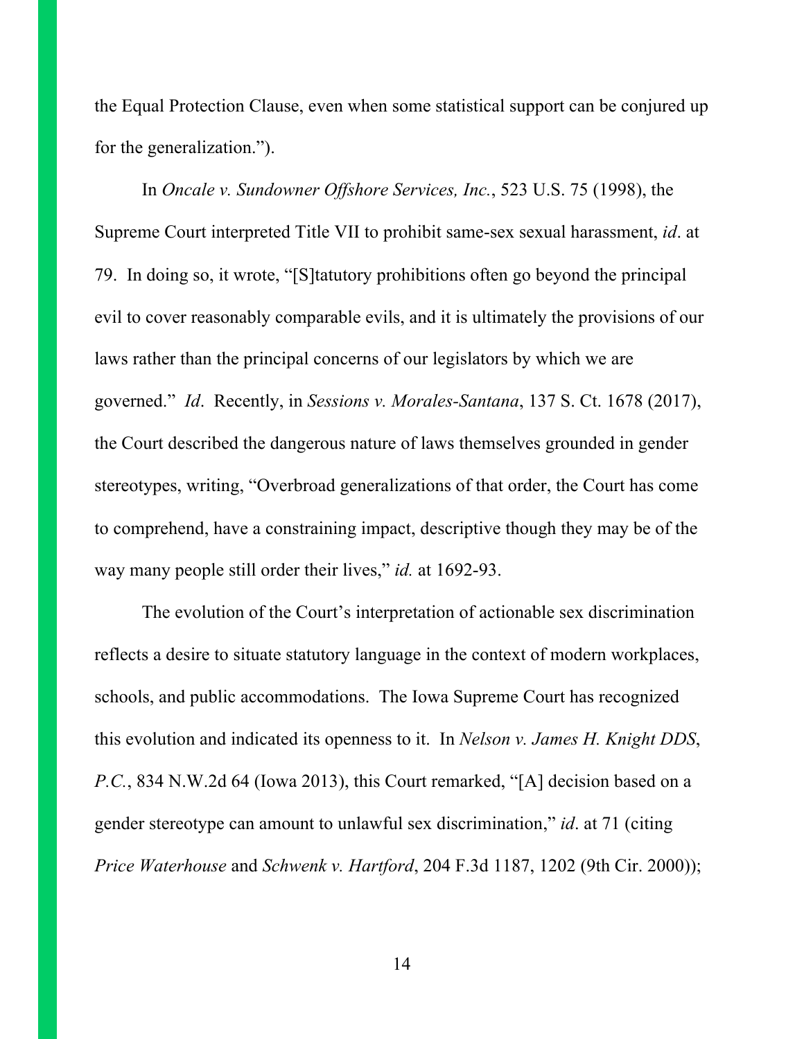the Equal Protection Clause, even when some statistical support can be conjured up for the generalization.").

In *Oncale v. Sundowner Offshore Services, Inc.*, 523 U.S. 75 (1998), the Supreme Court interpreted Title VII to prohibit same-sex sexual harassment, *id*. at 79. In doing so, it wrote, "[S]tatutory prohibitions often go beyond the principal evil to cover reasonably comparable evils, and it is ultimately the provisions of our laws rather than the principal concerns of our legislators by which we are governed." *Id*. Recently, in *Sessions v. Morales-Santana*, 137 S. Ct. 1678 (2017), the Court described the dangerous nature of laws themselves grounded in gender stereotypes, writing, "Overbroad generalizations of that order, the Court has come to comprehend, have a constraining impact, descriptive though they may be of the way many people still order their lives," *id.* at 1692-93.

The evolution of the Court's interpretation of actionable sex discrimination reflects a desire to situate statutory language in the context of modern workplaces, schools, and public accommodations. The Iowa Supreme Court has recognized this evolution and indicated its openness to it. In *Nelson v. James H. Knight DDS, P.C.*, 834 N.W.2d 64 (Iowa 2013), this Court remarked, "[A] decision based on a gender stereotype can amount to unlawful sex discrimination," *id*. at 71 (citing *Price Waterhouse* and *Schwenk v. Hartford*, 204 F.3d 1187, 1202 (9th Cir. 2000));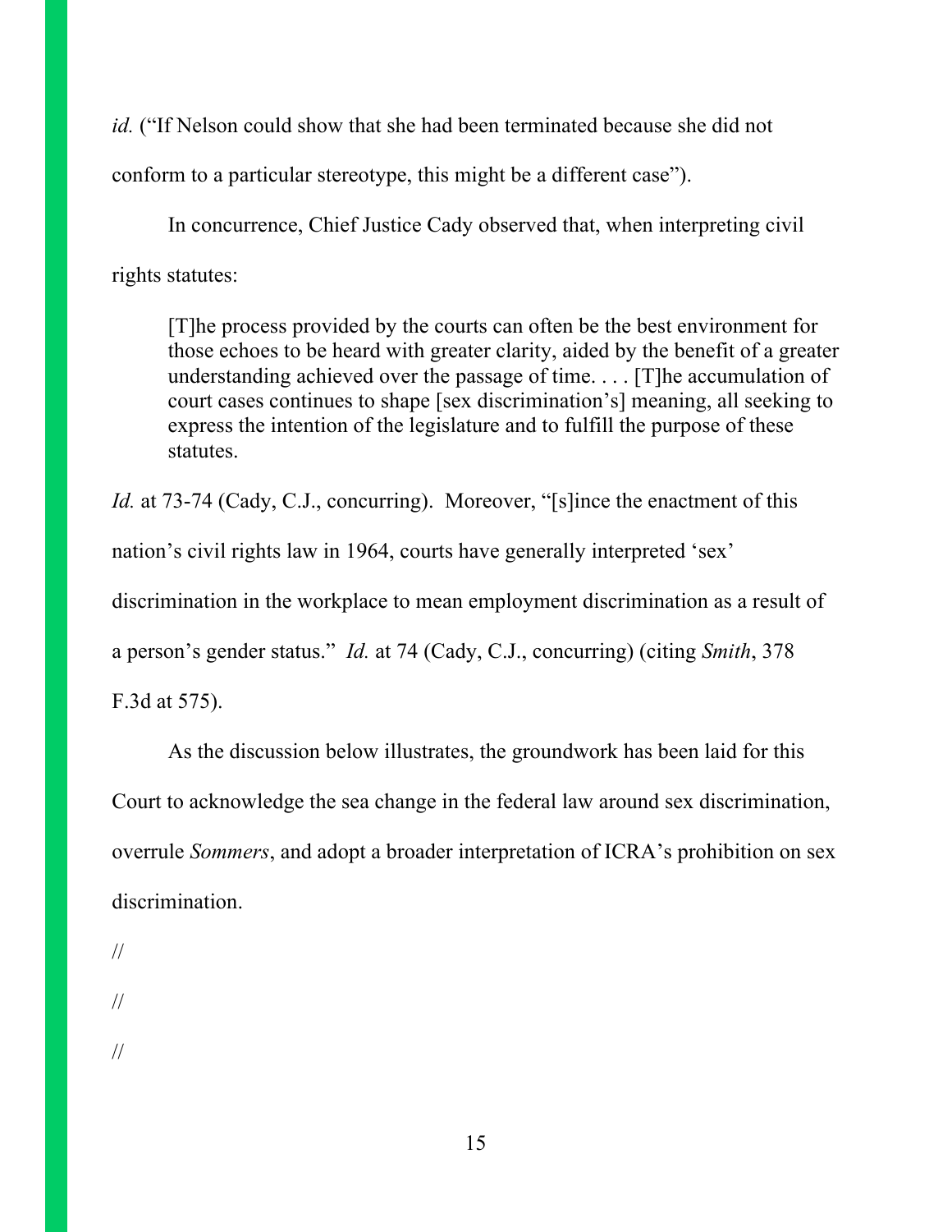*id.* ("If Nelson could show that she had been terminated because she did not conform to a particular stereotype, this might be a different case").

In concurrence, Chief Justice Cady observed that, when interpreting civil rights statutes:

> [T]he process provided by the courts can often be the best environment for those echoes to be heard with greater clarity, aided by the benefit of a greater understanding achieved over the passage of time. . . . [T]he accumulation of court cases continues to shape [sex discrimination's] meaning, all seeking to express the intention of the legislature and to fulfill the purpose of these statutes.

*Id.* at 73-74 (Cady, C.J., concurring). Moreover, "[s]ince the enactment of this nation's civil rights law in 1964, courts have generally interpreted 'sex' discrimination in the workplace to mean employment discrimination as a result of a person's gender status." *Id.* at 74 (Cady, C.J., concurring) (citing *Smith*, 378 F.3d at 575).

As the discussion below illustrates, the groundwork has been laid for this Court to acknowledge the sea change in the federal law around sex discrimination, overrule *Sommers*, and adopt a broader interpretation of ICRA's prohibition on sex discrimination.

//

//

//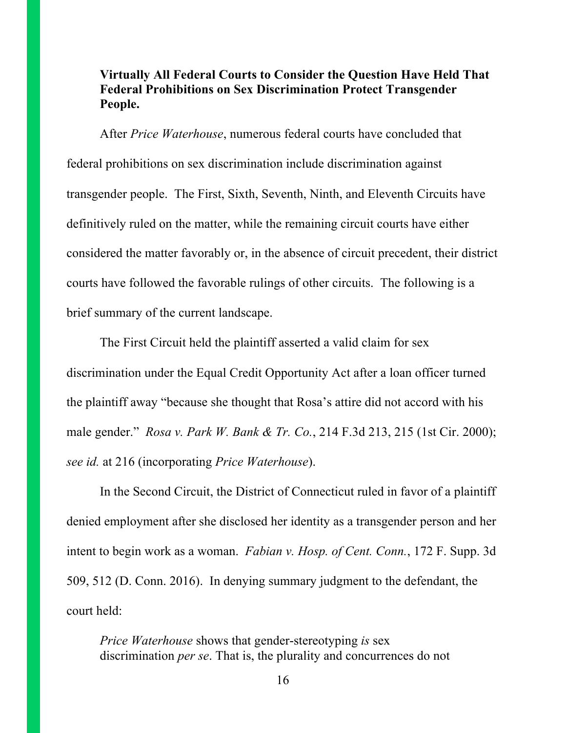**Virtually All Federal Courts to Consider the Question Have Held That Federal Prohibitions on Sex Discrimination Protect Transgender People.**

After *Price Waterhouse*, numerous federal courts have concluded that federal prohibitions on sex discrimination include discrimination against transgender people. The First, Sixth, Seventh, Ninth, and Eleventh Circuits have definitively ruled on the matter, while the remaining circuit courts have either considered the matter favorably or, in the absence of circuit precedent, their district courts have followed the favorable rulings of other circuits. The following is a brief summary of the current landscape.

The First Circuit held the plaintiff asserted a valid claim for sex discrimination under the Equal Credit Opportunity Act after a loan officer turned the plaintiff away "because she thought that Rosa's attire did not accord with his male gender." *Rosa v. Park W. Bank & Tr. Co.*, 214 F.3d 213, 215 (1st Cir. 2000); *see id.* at 216 (incorporating *Price Waterhouse*).

In the Second Circuit, the District of Connecticut ruled in favor of a plaintiff denied employment after she disclosed her identity as a transgender person and her intent to begin work as a woman. *Fabian v. Hosp. of Cent. Conn.*, 172 F. Supp. 3d 509, 512 (D. Conn. 2016). In denying summary judgment to the defendant, the court held:

> *Price Waterhouse* shows that gender-stereotyping *is* sex discrimination *per se*. That is, the plurality and concurrences do not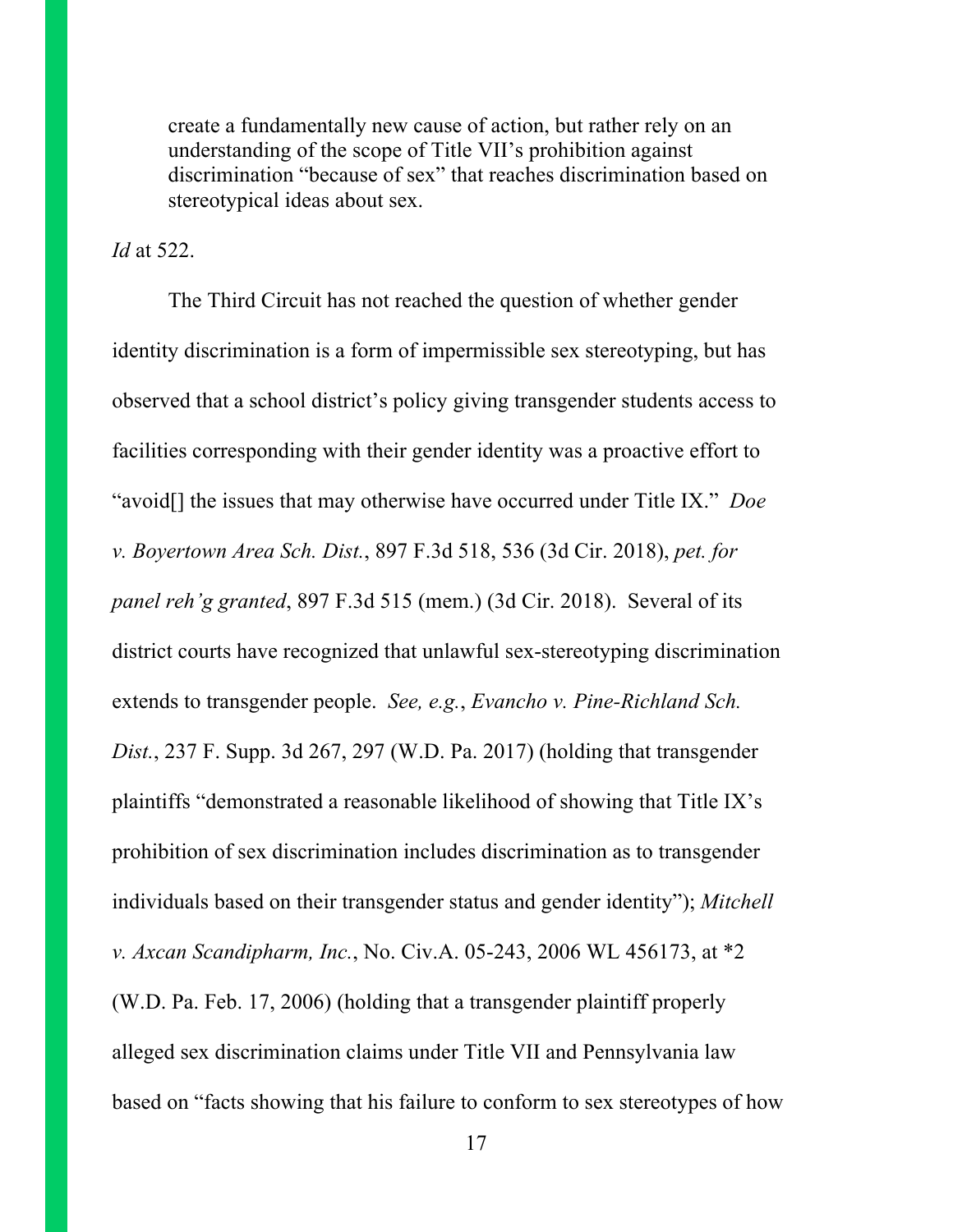> create a fundamentally new cause of action, but rather rely on an understanding of the scope of Title VII's prohibition against discrimination "because of sex" that reaches discrimination based on stereotypical ideas about sex.

*Id* at 522.

The Third Circuit has not reached the question of whether gender identity discrimination is a form of impermissible sex stereotyping, but has observed that a school district's policy giving transgender students access to facilities corresponding with their gender identity was a proactive effort to "avoid[] the issues that may otherwise have occurred under Title IX." *Doe v. Boyertown Area Sch. Dist.*, 897 F.3d 518, 536 (3d Cir. 2018), *pet. for panel reh'g granted*, 897 F.3d 515 (mem.) (3d Cir. 2018). Several of its district courts have recognized that unlawful sex-stereotyping discrimination extends to transgender people. *See, e.g.*, *Evancho v. Pine-Richland Sch. Dist.*, 237 F. Supp. 3d 267, 297 (W.D. Pa. 2017) (holding that transgender plaintiffs "demonstrated a reasonable likelihood of showing that Title IX's prohibition of sex discrimination includes discrimination as to transgender individuals based on their transgender status and gender identity"); *Mitchell v. Axcan Scandipharm, Inc.*, No. Civ.A. 05-243, 2006 WL 456173, at *2 (W.D. Pa. Feb. 17, 2006) (holding that a transgender plaintiff properly alleged sex discrimination claims under Title VII and Pennsylvania law based on "facts showing that his failure to conform to sex stereotypes of how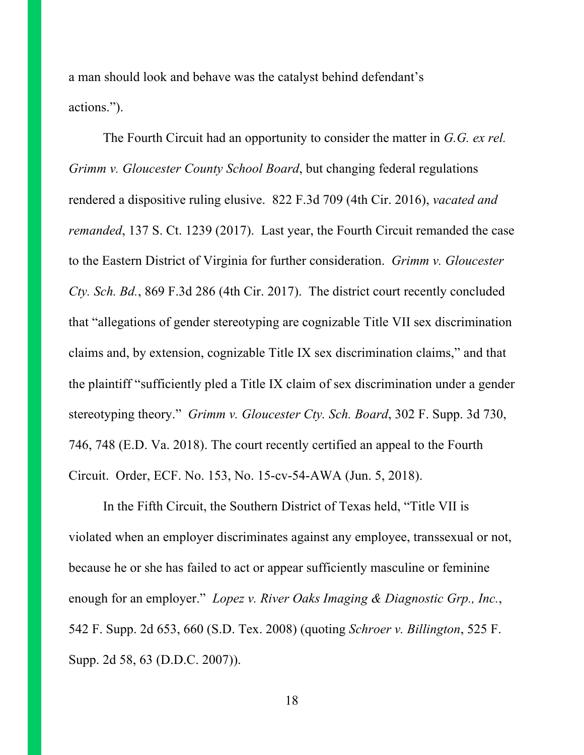a man should look and behave was the catalyst behind defendant's actions.").

The Fourth Circuit had an opportunity to consider the matter in *G.G. ex rel. Grimm v. Gloucester County School Board*, but changing federal regulations rendered a dispositive ruling elusive. 822 F.3d 709 (4th Cir. 2016), *vacated and remanded*, 137 S. Ct. 1239 (2017). Last year, the Fourth Circuit remanded the case to the Eastern District of Virginia for further consideration. *Grimm v. Gloucester Cty. Sch. Bd.*, 869 F.3d 286 (4th Cir. 2017). The district court recently concluded that "allegations of gender stereotyping are cognizable Title VII sex discrimination claims and, by extension, cognizable Title IX sex discrimination claims," and that the plaintiff "sufficiently pled a Title IX claim of sex discrimination under a gender stereotyping theory." *Grimm v. Gloucester Cty. Sch. Board*, 302 F. Supp. 3d 730, 746, 748 (E.D. Va. 2018). The court recently certified an appeal to the Fourth Circuit. Order, ECF. No. 153, No. 15-cv-54-AWA (Jun. 5, 2018).

In the Fifth Circuit, the Southern District of Texas held, "Title VII is violated when an employer discriminates against any employee, transsexual or not, because he or she has failed to act or appear sufficiently masculine or feminine enough for an employer." *Lopez v. River Oaks Imaging & Diagnostic Grp., Inc.*, 542 F. Supp. 2d 653, 660 (S.D. Tex. 2008) (quoting *Schroer v. Billington*, 525 F. Supp. 2d 58, 63 (D.D.C. 2007)).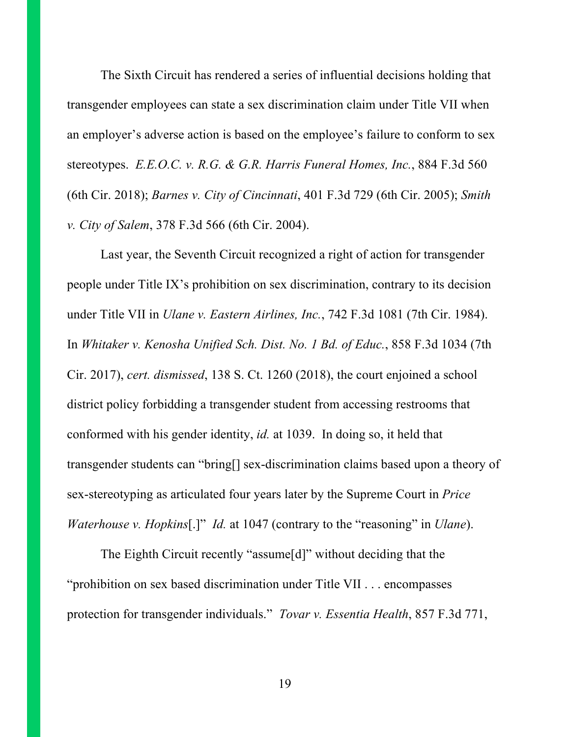The Sixth Circuit has rendered a series of influential decisions holding that transgender employees can state a sex discrimination claim under Title VII when an employer's adverse action is based on the employee's failure to conform to sex stereotypes. *E.E.O.C. v. R.G. & G.R. Harris Funeral Homes, Inc.*, 884 F.3d 560 (6th Cir. 2018); *Barnes v. City of Cincinnati*, 401 F.3d 729 (6th Cir. 2005); *Smith v. City of Salem*, 378 F.3d 566 (6th Cir. 2004).

Last year, the Seventh Circuit recognized a right of action for transgender people under Title IX's prohibition on sex discrimination, contrary to its decision under Title VII in *Ulane v. Eastern Airlines, Inc.*, 742 F.3d 1081 (7th Cir. 1984). In *Whitaker v. Kenosha Unified Sch. Dist. No. 1 Bd. of Educ.*, 858 F.3d 1034 (7th Cir. 2017), *cert. dismissed*, 138 S. Ct. 1260 (2018), the court enjoined a school district policy forbidding a transgender student from accessing restrooms that conformed with his gender identity, *id.* at 1039. In doing so, it held that transgender students can "bring[] sex-discrimination claims based upon a theory of sex-stereotyping as articulated four years later by the Supreme Court in *Price Waterhouse v. Hopkins*[.]" *Id.* at 1047 (contrary to the "reasoning" in *Ulane*).

The Eighth Circuit recently "assume[d]" without deciding that the "prohibition on sex based discrimination under Title VII . . . encompasses protection for transgender individuals." *Tovar v. Essentia Health*, 857 F.3d 771,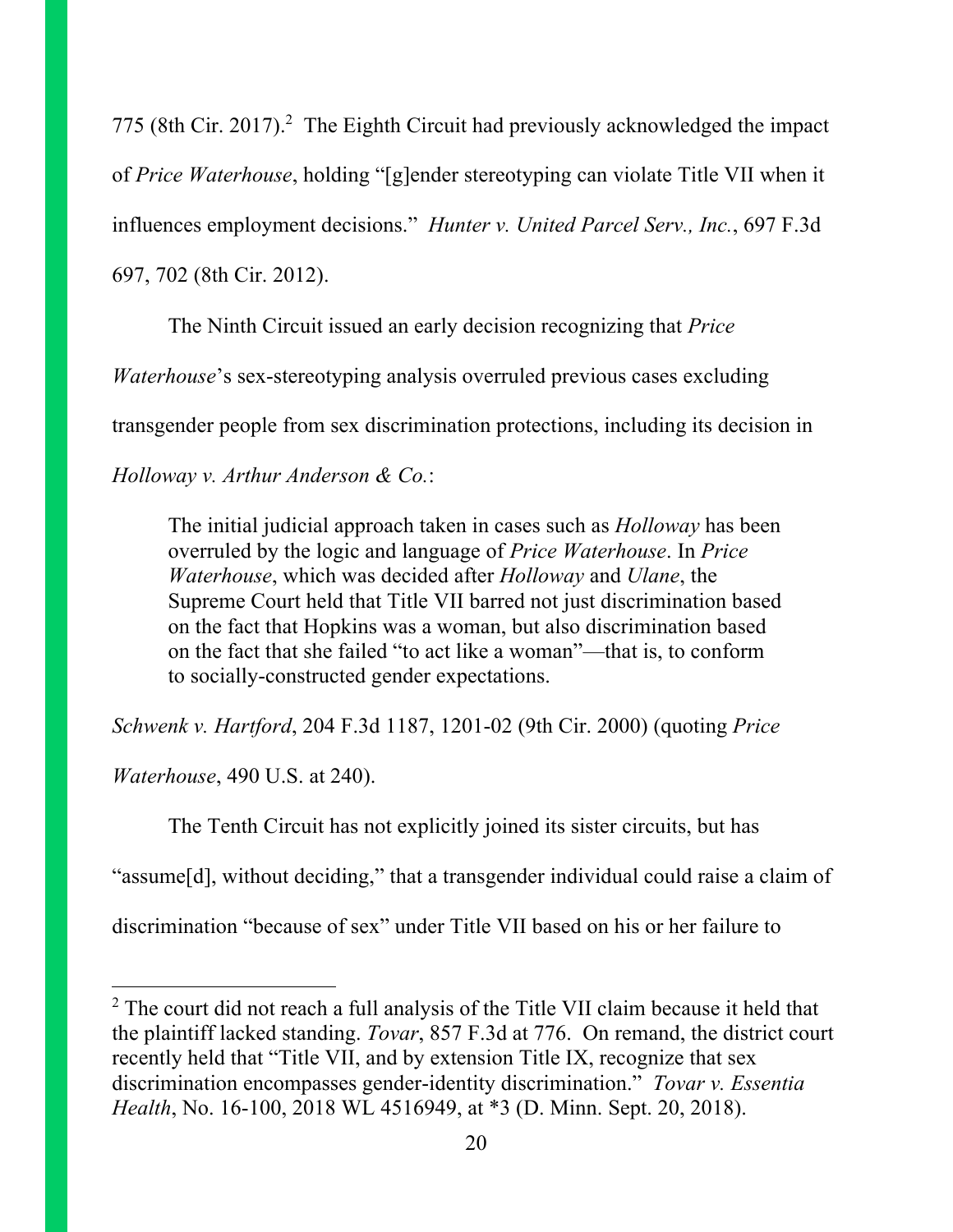775 (8th Cir. 2017).[2] The Eighth Circuit had previously acknowledged the impact of *Price Waterhouse*, holding "[g]ender stereotyping can violate Title VII when it influences employment decisions." *Hunter v. United Parcel Serv., Inc.*, 697 F.3d 697, 702 (8th Cir. 2012).

The Ninth Circuit issued an early decision recognizing that *Price Waterhouse*'s sex-stereotyping analysis overruled previous cases excluding transgender people from sex discrimination protections, including its decision in *Holloway v. Arthur Anderson & Co.*:

> The initial judicial approach taken in cases such as *Holloway* has been overruled by the logic and language of *Price Waterhouse*. In *Price Waterhouse*, which was decided after *Holloway* and *Ulane*, the Supreme Court held that Title VII barred not just discrimination based on the fact that Hopkins was a woman, but also discrimination based on the fact that she failed "to act like a woman"—that is, to conform to socially-constructed gender expectations.

*Schwenk v. Hartford*, 204 F.3d 1187, 1201-02 (9th Cir. 2000) (quoting *Price Waterhouse*, 490 U.S. at 240).

The Tenth Circuit has not explicitly joined its sister circuits, but has "assume[d], without deciding," that a transgender individual could raise a claim of discrimination "because of sex" under Title VII based on his or her failure to

[2] The court did not reach a full analysis of the Title VII claim because it held that the plaintiff lacked standing. *Tovar*, 857 F.3d at 776. On remand, the district court recently held that "Title VII, and by extension Title IX, recognize that sex discrimination encompasses gender-identity discrimination." *Tovar v. Essentia Health*, No. 16-100, 2018 WL 4516949, at *3 (D. Minn. Sept. 20, 2018).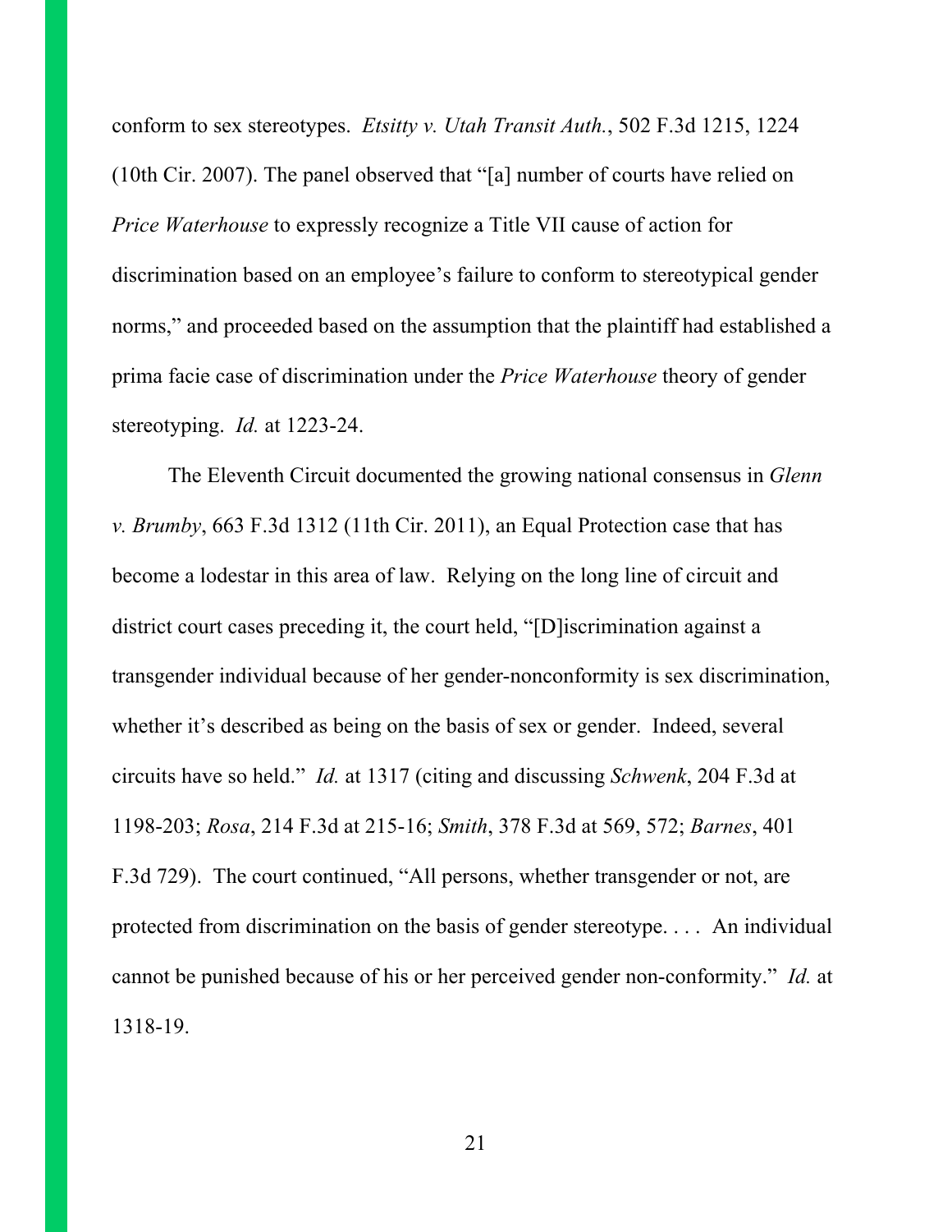conform to sex stereotypes. *Etsitty v. Utah Transit Auth.*, 502 F.3d 1215, 1224 (10th Cir. 2007). The panel observed that "[a] number of courts have relied on *Price Waterhouse* to expressly recognize a Title VII cause of action for discrimination based on an employee's failure to conform to stereotypical gender norms," and proceeded based on the assumption that the plaintiff had established a prima facie case of discrimination under the *Price Waterhouse* theory of gender stereotyping. *Id.* at 1223-24.

The Eleventh Circuit documented the growing national consensus in *Glenn v. Brumby*, 663 F.3d 1312 (11th Cir. 2011), an Equal Protection case that has become a lodestar in this area of law. Relying on the long line of circuit and district court cases preceding it, the court held, "[D]iscrimination against a transgender individual because of her gender-nonconformity is sex discrimination, whether it's described as being on the basis of sex or gender. Indeed, several circuits have so held." *Id.* at 1317 (citing and discussing *Schwenk*, 204 F.3d at 1198-203; *Rosa*, 214 F.3d at 215-16; *Smith*, 378 F.3d at 569, 572; *Barnes*, 401 F.3d 729). The court continued, "All persons, whether transgender or not, are protected from discrimination on the basis of gender stereotype. . . . An individual cannot be punished because of his or her perceived gender non-conformity." *Id.* at 1318-19.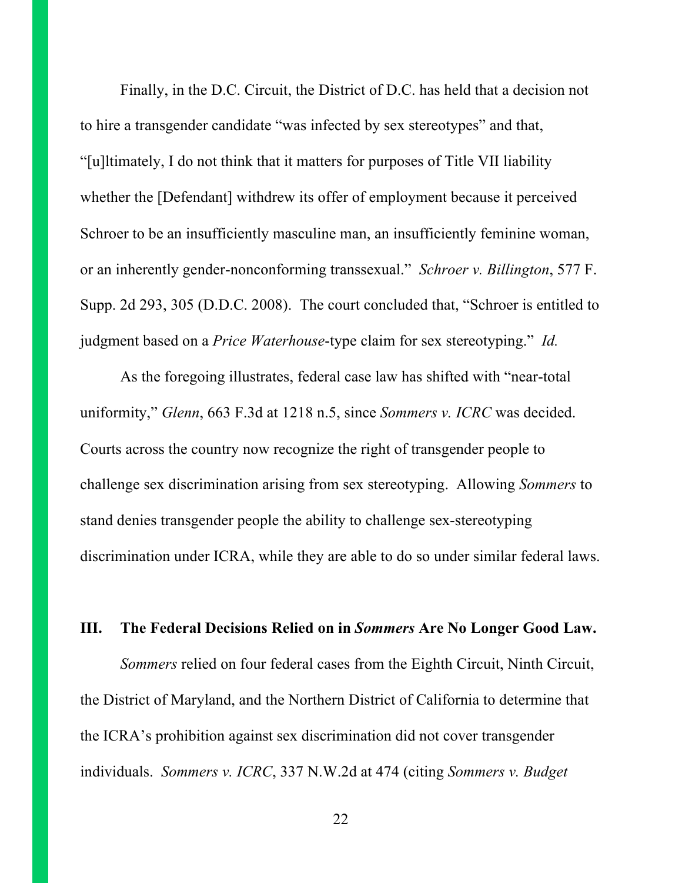Finally, in the D.C. Circuit, the District of D.C. has held that a decision not to hire a transgender candidate "was infected by sex stereotypes" and that, "[u]ltimately, I do not think that it matters for purposes of Title VII liability whether the [Defendant] withdrew its offer of employment because it perceived Schroer to be an insufficiently masculine man, an insufficiently feminine woman, or an inherently gender-nonconforming transsexual." *Schroer v. Billington*, 577 F. Supp. 2d 293, 305 (D.D.C. 2008). The court concluded that, "Schroer is entitled to judgment based on a *Price Waterhouse*-type claim for sex stereotyping." *Id.*

As the foregoing illustrates, federal case law has shifted with "near-total uniformity," *Glenn*, 663 F.3d at 1218 n.5, since *Sommers v. ICRC* was decided. Courts across the country now recognize the right of transgender people to challenge sex discrimination arising from sex stereotyping. Allowing *Sommers* to stand denies transgender people the ability to challenge sex-stereotyping discrimination under ICRA, while they are able to do so under similar federal laws.

## III. The Federal Decisions Relied on in *Sommers* Are No Longer Good Law.

*Sommers* relied on four federal cases from the Eighth Circuit, Ninth Circuit, the District of Maryland, and the Northern District of California to determine that the ICRA's prohibition against sex discrimination did not cover transgender individuals. *Sommers v. ICRC*, 337 N.W.2d at 474 (citing *Sommers v. Budget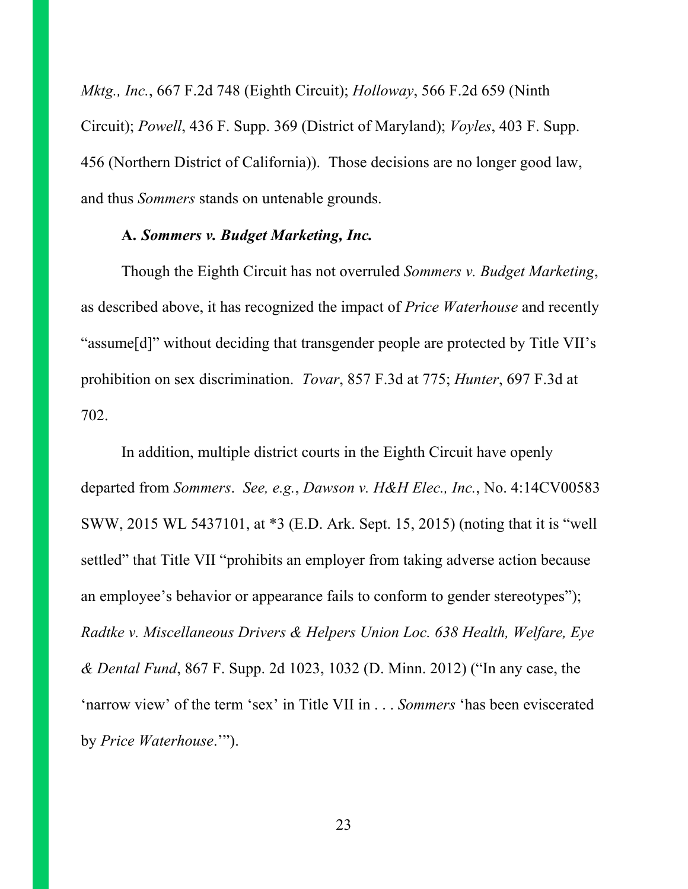*Mktg., Inc.*, 667 F.2d 748 (Eighth Circuit); *Holloway*, 566 F.2d 659 (Ninth Circuit); *Powell*, 436 F. Supp. 369 (District of Maryland); *Voyles*, 403 F. Supp. 456 (Northern District of California)). Those decisions are no longer good law, and thus *Sommers* stands on untenable grounds.

**A. *Sommers v. Budget Marketing, Inc.***

Though the Eighth Circuit has not overruled *Sommers v. Budget Marketing*, as described above, it has recognized the impact of *Price Waterhouse* and recently "assume[d]" without deciding that transgender people are protected by Title VII's prohibition on sex discrimination. *Tovar*, 857 F.3d at 775; *Hunter*, 697 F.3d at 702.

In addition, multiple district courts in the Eighth Circuit have openly departed from *Sommers*. *See, e.g.*, *Dawson v. H&H Elec., Inc.*, No. 4:14CV00583 SWW, 2015 WL 5437101, at *3 (E.D. Ark. Sept. 15, 2015) (noting that it is "well settled" that Title VII "prohibits an employer from taking adverse action because an employee's behavior or appearance fails to conform to gender stereotypes"); *Radtke v. Miscellaneous Drivers & Helpers Union Loc. 638 Health, Welfare, Eye & Dental Fund*, 867 F. Supp. 2d 1023, 1032 (D. Minn. 2012) ("In any case, the 'narrow view' of the term 'sex' in Title VII in . . . *Sommers* 'has been eviscerated by *Price Waterhouse*.'").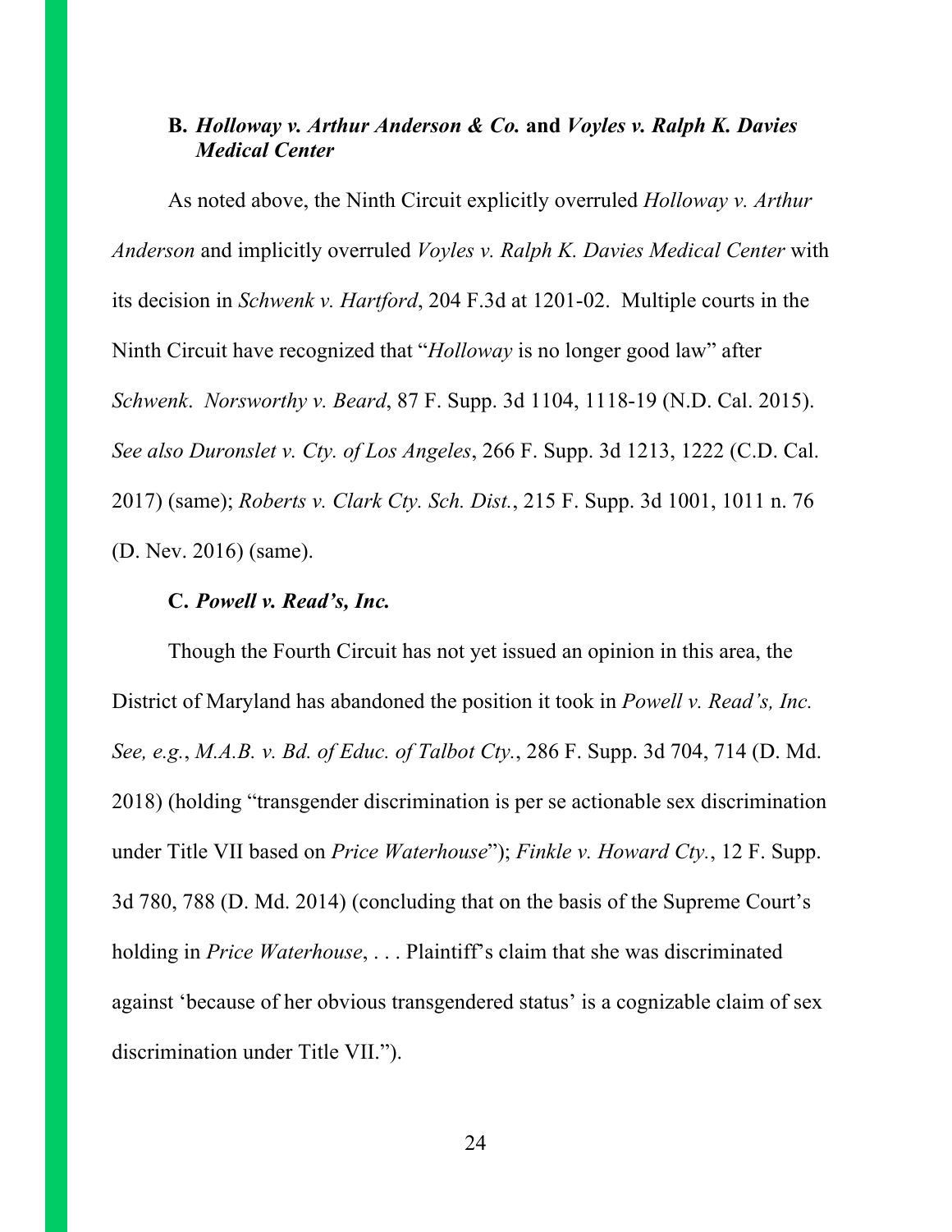### B. *Holloway v. Arthur Anderson & Co.* and *Voyles v. Ralph K. Davies Medical Center*

As noted above, the Ninth Circuit explicitly overruled *Holloway v. Arthur Anderson* and implicitly overruled *Voyles v. Ralph K. Davies Medical Center* with its decision in *Schwenk v. Hartford*, 204 F.3d at 1201-02. Multiple courts in the Ninth Circuit have recognized that "*Holloway* is no longer good law" after *Schwenk*. *Norsworthy v. Beard*, 87 F. Supp. 3d 1104, 1118-19 (N.D. Cal. 2015). *See also Duronslet v. Cty. of Los Angeles*, 266 F. Supp. 3d 1213, 1222 (C.D. Cal. 2017) (same); *Roberts v. Clark Cty. Sch. Dist.*, 215 F. Supp. 3d 1001, 1011 n. 76 (D. Nev. 2016) (same).

### C. *Powell v. Read's, Inc.*

Though the Fourth Circuit has not yet issued an opinion in this area, the District of Maryland has abandoned the position it took in *Powell v. Read's, Inc. See, e.g.*, *M.A.B. v. Bd. of Educ. of Talbot Cty.*, 286 F. Supp. 3d 704, 714 (D. Md. 2018) (holding "transgender discrimination is per se actionable sex discrimination under Title VII based on *Price Waterhouse*"); *Finkle v. Howard Cty.*, 12 F. Supp. 3d 780, 788 (D. Md. 2014) (concluding that on the basis of the Supreme Court's holding in *Price Waterhouse*, . . . Plaintiff's claim that she was discriminated against 'because of her obvious transgendered status' is a cognizable claim of sex discrimination under Title VII.").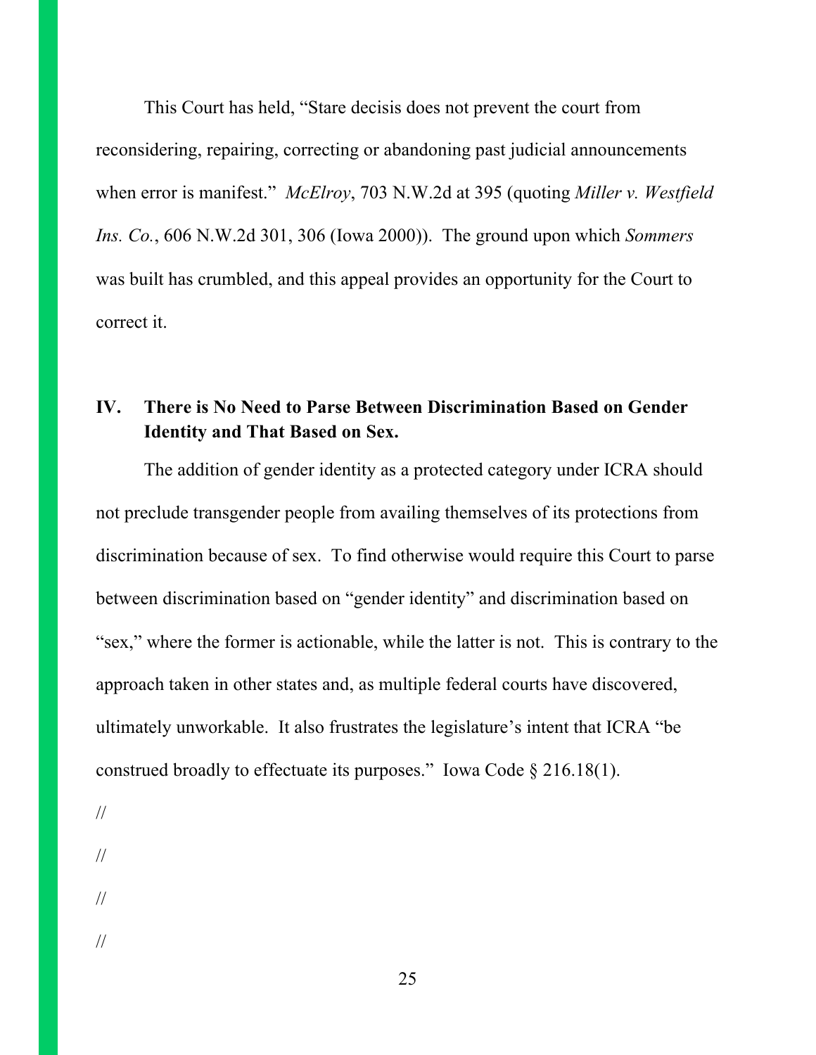This Court has held, "Stare decisis does not prevent the court from reconsidering, repairing, correcting or abandoning past judicial announcements when error is manifest." *McElroy*, 703 N.W.2d at 395 (quoting *Miller v. Westfield Ins. Co.*, 606 N.W.2d 301, 306 (Iowa 2000)). The ground upon which *Sommers* was built has crumbled, and this appeal provides an opportunity for the Court to correct it.

## IV. There is No Need to Parse Between Discrimination Based on Gender Identity and That Based on Sex.

The addition of gender identity as a protected category under ICRA should not preclude transgender people from availing themselves of its protections from discrimination because of sex. To find otherwise would require this Court to parse between discrimination based on "gender identity" and discrimination based on "sex," where the former is actionable, while the latter is not. This is contrary to the approach taken in other states and, as multiple federal courts have discovered, ultimately unworkable. It also frustrates the legislature's intent that ICRA "be construed broadly to effectuate its purposes." Iowa Code § 216.18(1).

//

//

//

//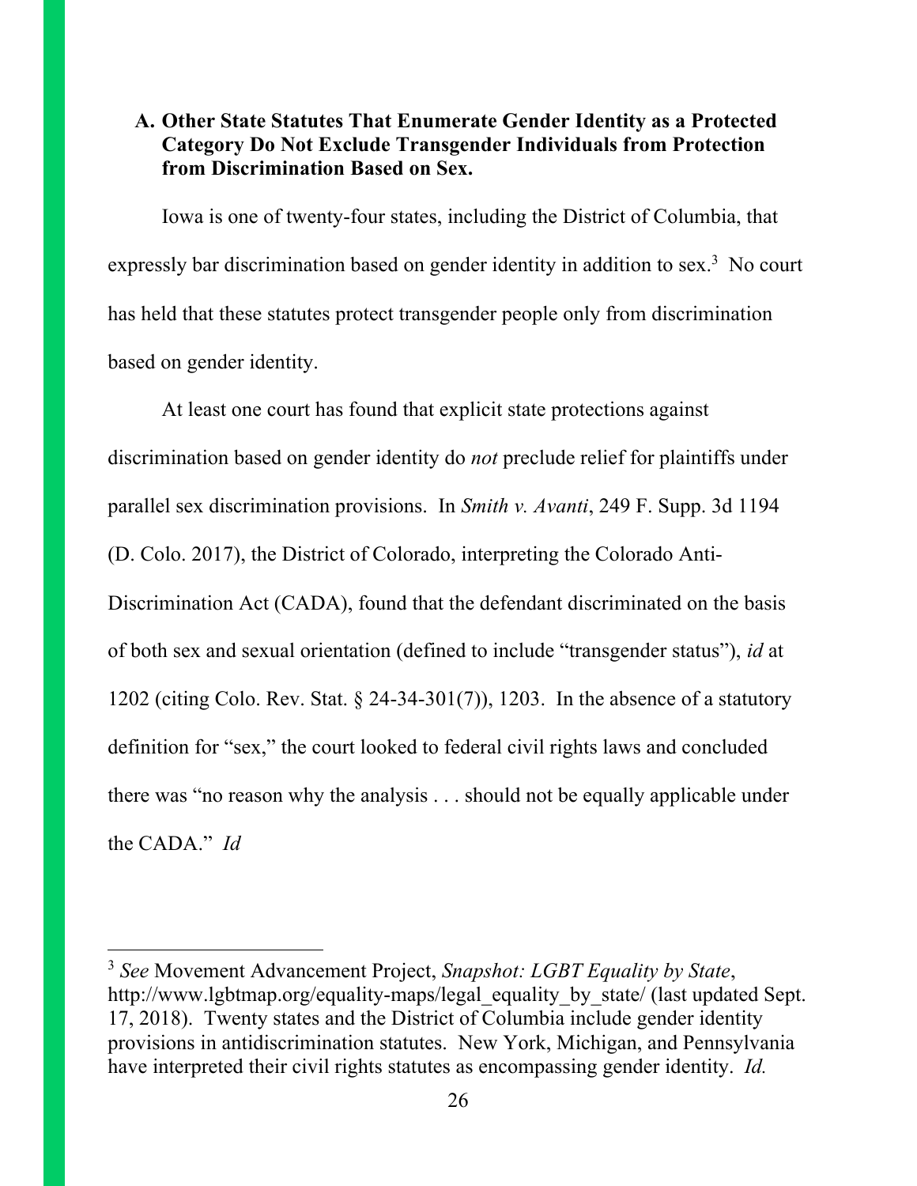### A. Other State Statutes That Enumerate Gender Identity as a Protected Category Do Not Exclude Transgender Individuals from Protection from Discrimination Based on Sex.

Iowa is one of twenty-four states, including the District of Columbia, that expressly bar discrimination based on gender identity in addition to sex.[3] No court has held that these statutes protect transgender people only from discrimination based on gender identity.

At least one court has found that explicit state protections against discrimination based on gender identity do *not* preclude relief for plaintiffs under parallel sex discrimination provisions. In *Smith v. Avanti*, 249 F. Supp. 3d 1194 (D. Colo. 2017), the District of Colorado, interpreting the Colorado Anti-Discrimination Act (CADA), found that the defendant discriminated on the basis of both sex and sexual orientation (defined to include "transgender status"), *id* at 1202 (citing Colo. Rev. Stat. § 24-34-301(7)), 1203. In the absence of a statutory definition for "sex," the court looked to federal civil rights laws and concluded there was "no reason why the analysis . . . should not be equally applicable under the CADA." *Id*

---

[3] *See* Movement Advancement Project, *Snapshot: LGBT Equality by State*, http://www.lgbtmap.org/equality-maps/legal_equality_by_state/ (last updated Sept. 17, 2018). Twenty states and the District of Columbia include gender identity provisions in antidiscrimination statutes. New York, Michigan, and Pennsylvania have interpreted their civil rights statutes as encompassing gender identity. *Id.*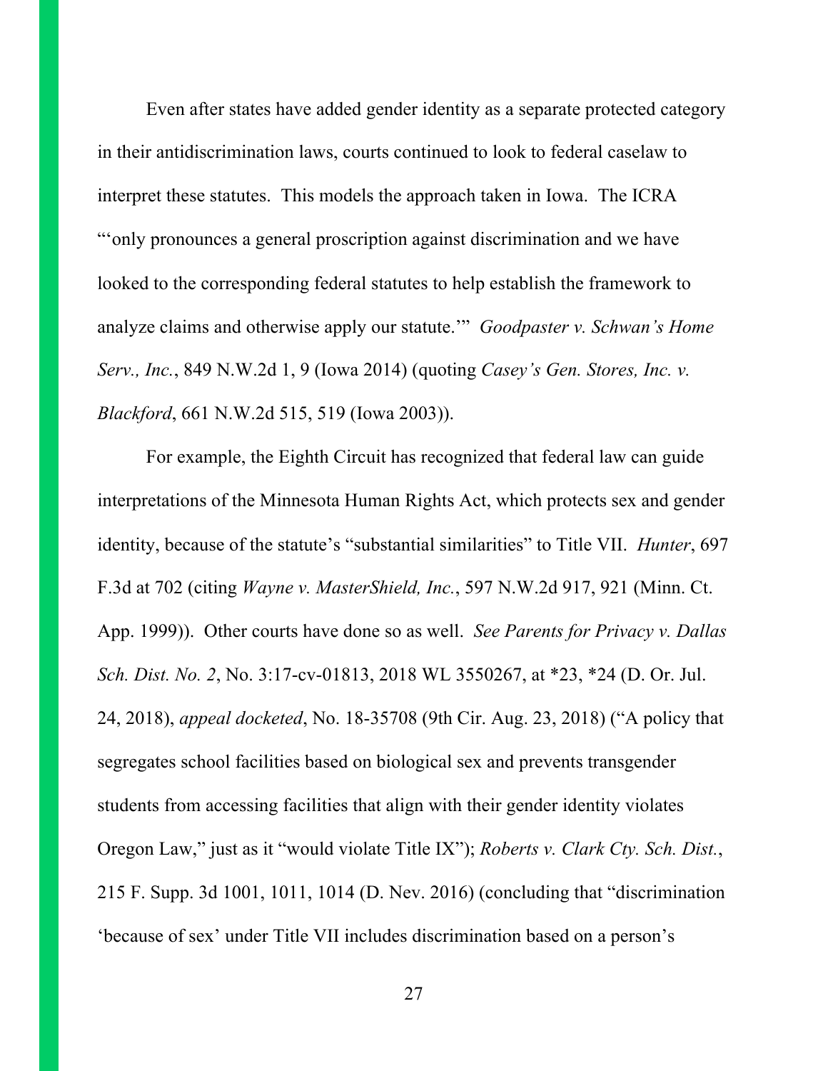Even after states have added gender identity as a separate protected category in their antidiscrimination laws, courts continued to look to federal caselaw to interpret these statutes. This models the approach taken in Iowa. The ICRA "'only pronounces a general proscription against discrimination and we have looked to the corresponding federal statutes to help establish the framework to analyze claims and otherwise apply our statute.'" *Goodpaster v. Schwan's Home Serv., Inc.*, 849 N.W.2d 1, 9 (Iowa 2014) (quoting *Casey's Gen. Stores, Inc. v. Blackford*, 661 N.W.2d 515, 519 (Iowa 2003)).

For example, the Eighth Circuit has recognized that federal law can guide interpretations of the Minnesota Human Rights Act, which protects sex and gender identity, because of the statute's "substantial similarities" to Title VII. *Hunter*, 697 F.3d at 702 (citing *Wayne v. MasterShield, Inc.*, 597 N.W.2d 917, 921 (Minn. Ct. App. 1999)). Other courts have done so as well. *See Parents for Privacy v. Dallas Sch. Dist. No. 2*, No. 3:17-cv-01813, 2018 WL 3550267, at *23, *24 (D. Or. Jul. 24, 2018), *appeal docketed*, No. 18-35708 (9th Cir. Aug. 23, 2018) ("A policy that segregates school facilities based on biological sex and prevents transgender students from accessing facilities that align with their gender identity violates Oregon Law," just as it "would violate Title IX"); *Roberts v. Clark Cty. Sch. Dist.*, 215 F. Supp. 3d 1001, 1011, 1014 (D. Nev. 2016) (concluding that "discrimination 'because of sex' under Title VII includes discrimination based on a person's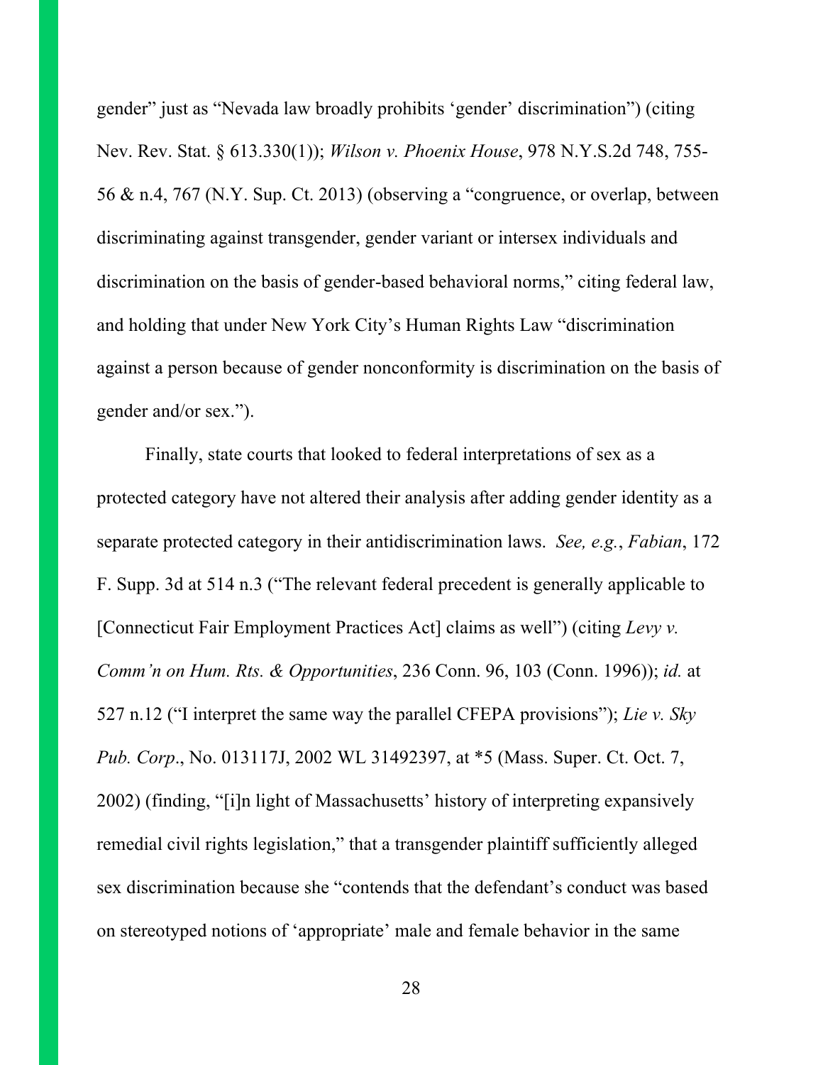gender" just as "Nevada law broadly prohibits 'gender' discrimination") (citing Nev. Rev. Stat. § 613.330(1)); *Wilson v. Phoenix House*, 978 N.Y.S.2d 748, 755-56 & n.4, 767 (N.Y. Sup. Ct. 2013) (observing a "congruence, or overlap, between discriminating against transgender, gender variant or intersex individuals and discrimination on the basis of gender-based behavioral norms," citing federal law, and holding that under New York City's Human Rights Law "discrimination against a person because of gender nonconformity is discrimination on the basis of gender and/or sex.").

Finally, state courts that looked to federal interpretations of sex as a protected category have not altered their analysis after adding gender identity as a separate protected category in their antidiscrimination laws. *See, e.g.*, *Fabian*, 172 F. Supp. 3d at 514 n.3 ("The relevant federal precedent is generally applicable to [Connecticut Fair Employment Practices Act] claims as well") (citing *Levy v. Comm'n on Hum. Rts. & Opportunities*, 236 Conn. 96, 103 (Conn. 1996)); *id.* at 527 n.12 ("I interpret the same way the parallel CFEPA provisions"); *Lie v. Sky Pub. Corp*., No. 013117J, 2002 WL 31492397, at *5 (Mass. Super. Ct. Oct. 7, 2002) (finding, "[i]n light of Massachusetts' history of interpreting expansively remedial civil rights legislation," that a transgender plaintiff sufficiently alleged sex discrimination because she "contends that the defendant's conduct was based on stereotyped notions of 'appropriate' male and female behavior in the same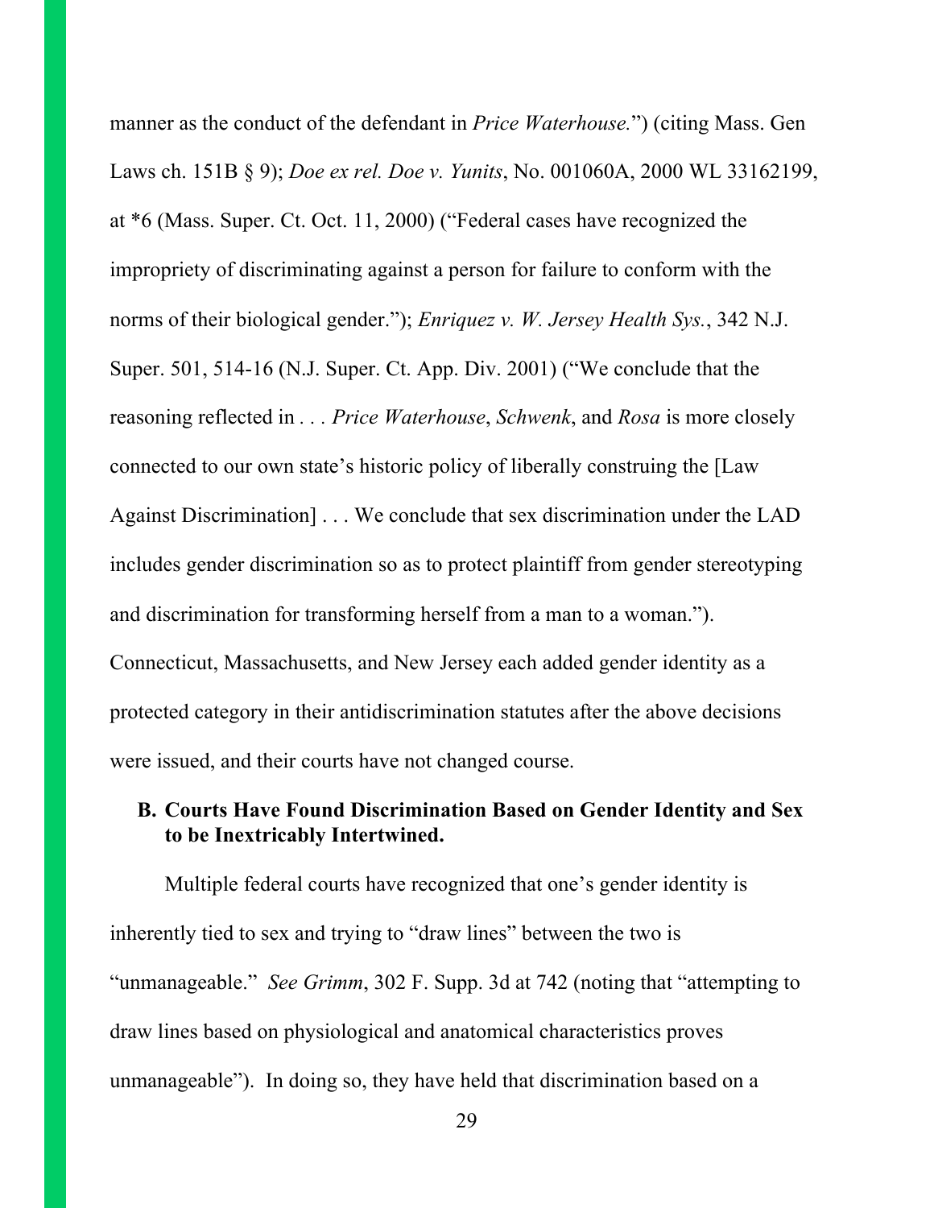manner as the conduct of the defendant in *Price Waterhouse.*") (citing Mass. Gen Laws ch. 151B § 9); *Doe ex rel. Doe v. Yunits*, No. 001060A, 2000 WL 33162199, at *6 (Mass. Super. Ct. Oct. 11, 2000) ("Federal cases have recognized the impropriety of discriminating against a person for failure to conform with the norms of their biological gender."); *Enriquez v. W. Jersey Health Sys.*, 342 N.J. Super. 501, 514-16 (N.J. Super. Ct. App. Div. 2001) ("We conclude that the reasoning reflected in . . . *Price Waterhouse*, *Schwenk*, and *Rosa* is more closely connected to our own state's historic policy of liberally construing the [Law Against Discrimination] . . . We conclude that sex discrimination under the LAD includes gender discrimination so as to protect plaintiff from gender stereotyping and discrimination for transforming herself from a man to a woman."). Connecticut, Massachusetts, and New Jersey each added gender identity as a protected category in their antidiscrimination statutes after the above decisions were issued, and their courts have not changed course.

### B. Courts Have Found Discrimination Based on Gender Identity and Sex to be Inextricably Intertwined.

Multiple federal courts have recognized that one's gender identity is inherently tied to sex and trying to "draw lines" between the two is "unmanageable." *See Grimm*, 302 F. Supp. 3d at 742 (noting that "attempting to draw lines based on physiological and anatomical characteristics proves unmanageable"). In doing so, they have held that discrimination based on a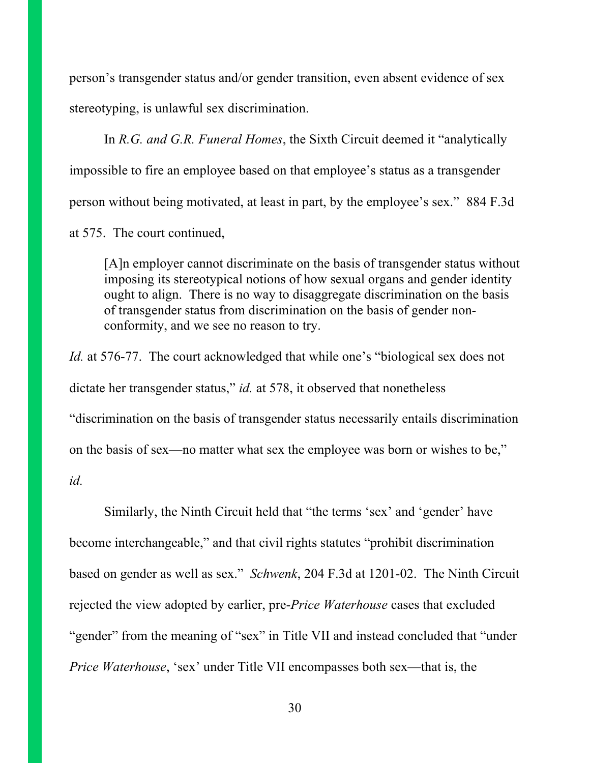person's transgender status and/or gender transition, even absent evidence of sex stereotyping, is unlawful sex discrimination.

In *R.G. and G.R. Funeral Homes*, the Sixth Circuit deemed it "analytically impossible to fire an employee based on that employee's status as a transgender person without being motivated, at least in part, by the employee's sex." 884 F.3d at 575. The court continued,

> [A]n employer cannot discriminate on the basis of transgender status without imposing its stereotypical notions of how sexual organs and gender identity ought to align. There is no way to disaggregate discrimination on the basis of transgender status from discrimination on the basis of gender non-conformity, and we see no reason to try.

*Id.* at 576-77. The court acknowledged that while one's "biological sex does not dictate her transgender status," *id.* at 578, it observed that nonetheless "discrimination on the basis of transgender status necessarily entails discrimination on the basis of sex—no matter what sex the employee was born or wishes to be," *id.*

Similarly, the Ninth Circuit held that "the terms 'sex' and 'gender' have become interchangeable," and that civil rights statutes "prohibit discrimination based on gender as well as sex." *Schwenk*, 204 F.3d at 1201-02. The Ninth Circuit rejected the view adopted by earlier, pre-*Price Waterhouse* cases that excluded "gender" from the meaning of "sex" in Title VII and instead concluded that "under *Price Waterhouse*, 'sex' under Title VII encompasses both sex—that is, the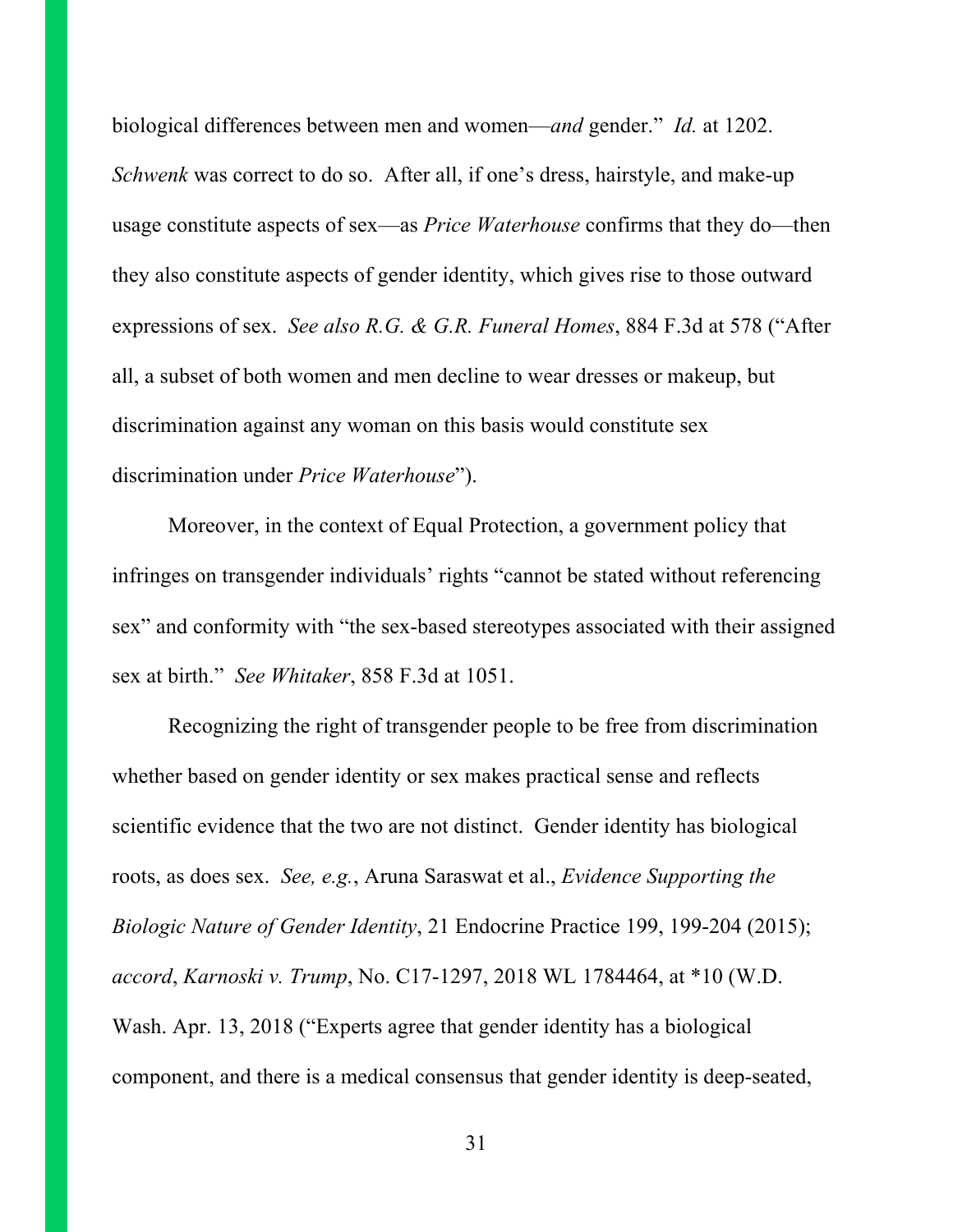biological differences between men and women—*and* gender." *Id.* at 1202. *Schwenk* was correct to do so. After all, if one's dress, hairstyle, and make-up usage constitute aspects of sex—as *Price Waterhouse* confirms that they do—then they also constitute aspects of gender identity, which gives rise to those outward expressions of sex. *See also R.G. & G.R. Funeral Homes*, 884 F.3d at 578 ("After all, a subset of both women and men decline to wear dresses or makeup, but discrimination against any woman on this basis would constitute sex discrimination under *Price Waterhouse*").

Moreover, in the context of Equal Protection, a government policy that infringes on transgender individuals' rights "cannot be stated without referencing sex" and conformity with "the sex-based stereotypes associated with their assigned sex at birth." *See Whitaker*, 858 F.3d at 1051.

Recognizing the right of transgender people to be free from discrimination whether based on gender identity or sex makes practical sense and reflects scientific evidence that the two are not distinct. Gender identity has biological roots, as does sex. *See, e.g.*, Aruna Saraswat et al., *Evidence Supporting the Biologic Nature of Gender Identity*, 21 Endocrine Practice 199, 199-204 (2015); *accord*, *Karnoski v. Trump*, No. C17-1297, 2018 WL 1784464, at *10 (W.D. Wash. Apr. 13, 2018 ("Experts agree that gender identity has a biological component, and there is a medical consensus that gender identity is deep-seated,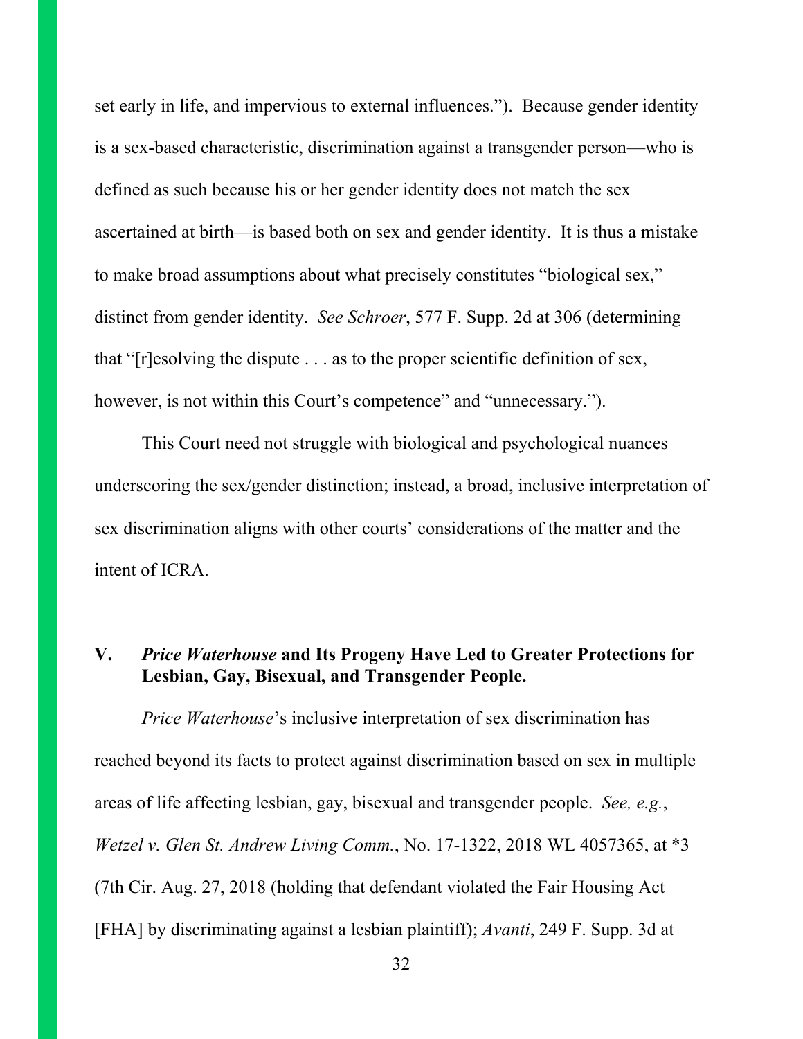set early in life, and impervious to external influences."). Because gender identity is a sex-based characteristic, discrimination against a transgender person—who is defined as such because his or her gender identity does not match the sex ascertained at birth—is based both on sex and gender identity. It is thus a mistake to make broad assumptions about what precisely constitutes "biological sex," distinct from gender identity. *See Schroer*, 577 F. Supp. 2d at 306 (determining that "[r]esolving the dispute . . . as to the proper scientific definition of sex, however, is not within this Court's competence" and "unnecessary.").

This Court need not struggle with biological and psychological nuances underscoring the sex/gender distinction; instead, a broad, inclusive interpretation of sex discrimination aligns with other courts' considerations of the matter and the intent of ICRA.

## V. *Price Waterhouse* and Its Progeny Have Led to Greater Protections for Lesbian, Gay, Bisexual, and Transgender People.

*Price Waterhouse*'s inclusive interpretation of sex discrimination has reached beyond its facts to protect against discrimination based on sex in multiple areas of life affecting lesbian, gay, bisexual and transgender people. *See, e.g.*, *Wetzel v. Glen St. Andrew Living Comm.*, No. 17-1322, 2018 WL 4057365, at *3 (7th Cir. Aug. 27, 2018 (holding that defendant violated the Fair Housing Act [FHA] by discriminating against a lesbian plaintiff); *Avanti*, 249 F. Supp. 3d at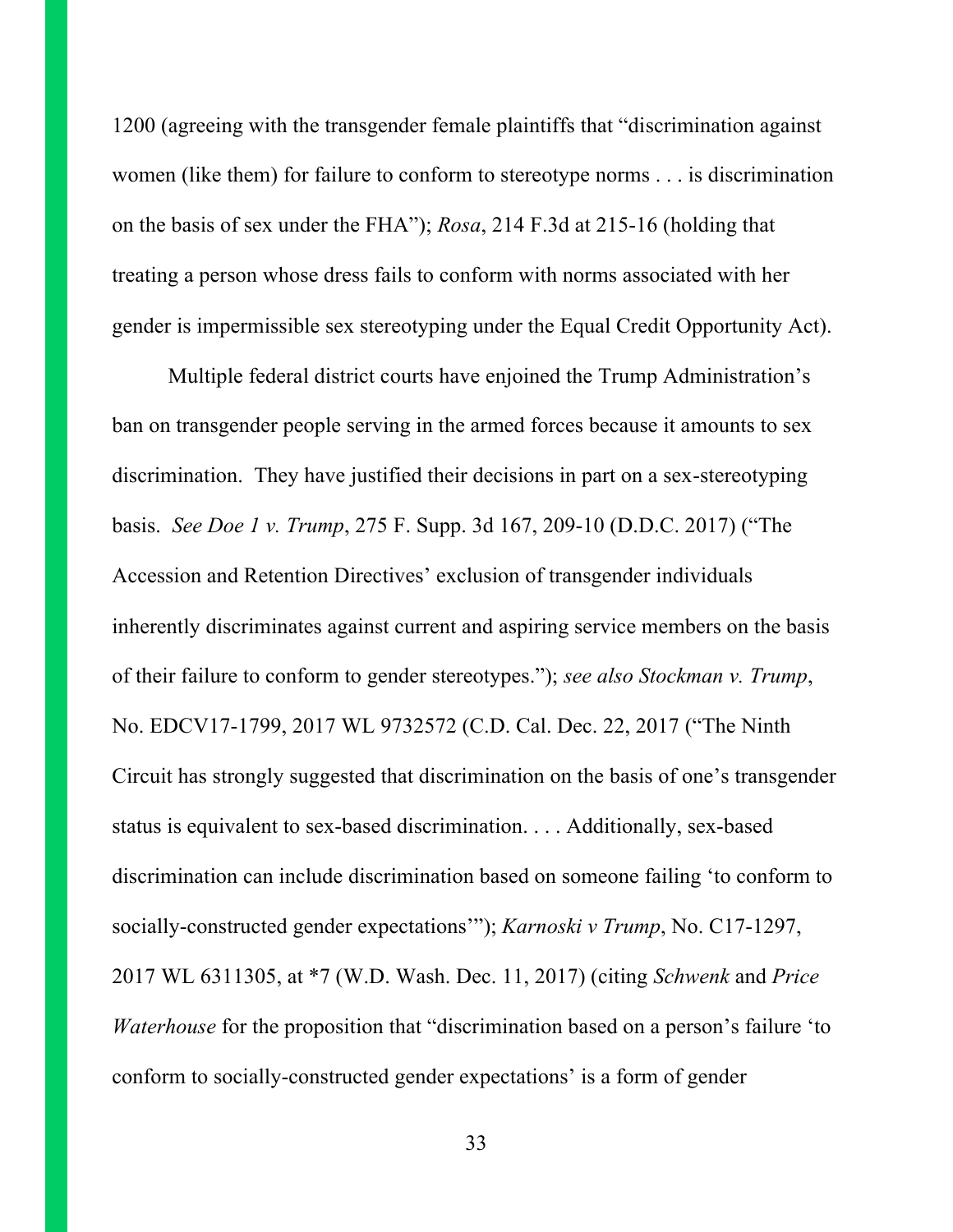1200 (agreeing with the transgender female plaintiffs that "discrimination against women (like them) for failure to conform to stereotype norms . . . is discrimination on the basis of sex under the FHA"); *Rosa*, 214 F.3d at 215-16 (holding that treating a person whose dress fails to conform with norms associated with her gender is impermissible sex stereotyping under the Equal Credit Opportunity Act).

Multiple federal district courts have enjoined the Trump Administration's ban on transgender people serving in the armed forces because it amounts to sex discrimination. They have justified their decisions in part on a sex-stereotyping basis. *See Doe 1 v. Trump*, 275 F. Supp. 3d 167, 209-10 (D.D.C. 2017) ("The Accession and Retention Directives' exclusion of transgender individuals inherently discriminates against current and aspiring service members on the basis of their failure to conform to gender stereotypes."); *see also Stockman v. Trump*, No. EDCV17-1799, 2017 WL 9732572 (C.D. Cal. Dec. 22, 2017 ("The Ninth Circuit has strongly suggested that discrimination on the basis of one's transgender status is equivalent to sex-based discrimination. . . . Additionally, sex-based discrimination can include discrimination based on someone failing 'to conform to socially-constructed gender expectations'"); *Karnoski v Trump*, No. C17-1297, 2017 WL 6311305, at *7 (W.D. Wash. Dec. 11, 2017) (citing *Schwenk* and *Price Waterhouse* for the proposition that "discrimination based on a person's failure 'to conform to socially-constructed gender expectations' is a form of gender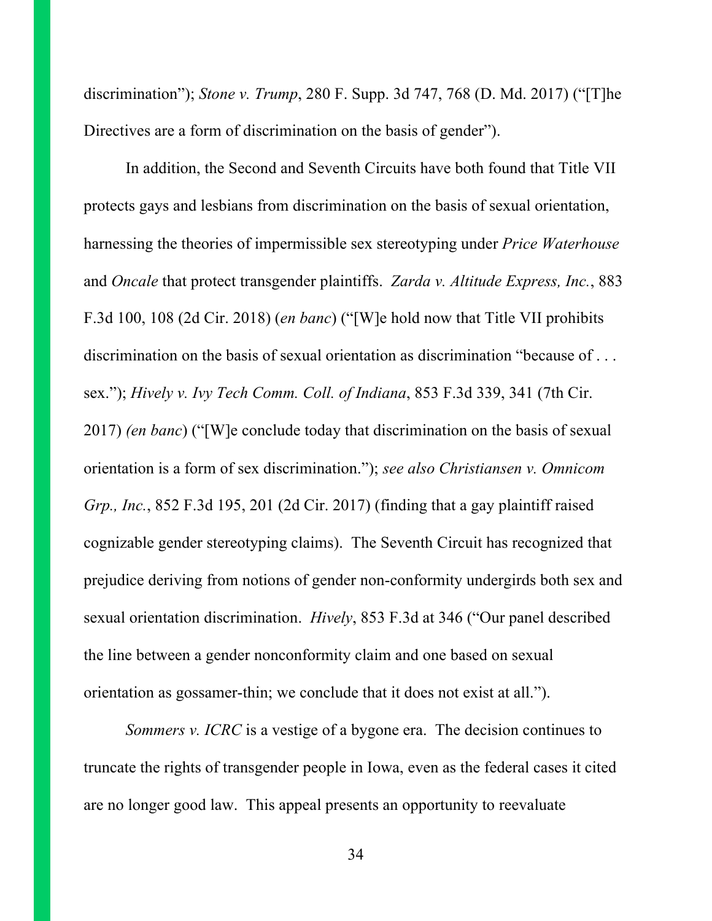discrimination"); *Stone v. Trump*, 280 F. Supp. 3d 747, 768 (D. Md. 2017) ("[T]he Directives are a form of discrimination on the basis of gender").

In addition, the Second and Seventh Circuits have both found that Title VII protects gays and lesbians from discrimination on the basis of sexual orientation, harnessing the theories of impermissible sex stereotyping under *Price Waterhouse* and *Oncale* that protect transgender plaintiffs. *Zarda v. Altitude Express, Inc.*, 883 F.3d 100, 108 (2d Cir. 2018) (*en banc*) ("[W]e hold now that Title VII prohibits discrimination on the basis of sexual orientation as discrimination "because of . . . sex."); *Hively v. Ivy Tech Comm. Coll. of Indiana*, 853 F.3d 339, 341 (7th Cir. 2017) *(en banc*) ("[W]e conclude today that discrimination on the basis of sexual orientation is a form of sex discrimination."); *see also Christiansen v. Omnicom Grp., Inc.*, 852 F.3d 195, 201 (2d Cir. 2017) (finding that a gay plaintiff raised cognizable gender stereotyping claims). The Seventh Circuit has recognized that prejudice deriving from notions of gender non-conformity undergirds both sex and sexual orientation discrimination. *Hively*, 853 F.3d at 346 ("Our panel described the line between a gender nonconformity claim and one based on sexual orientation as gossamer-thin; we conclude that it does not exist at all.").

*Sommers v. ICRC* is a vestige of a bygone era. The decision continues to truncate the rights of transgender people in Iowa, even as the federal cases it cited are no longer good law. This appeal presents an opportunity to reevaluate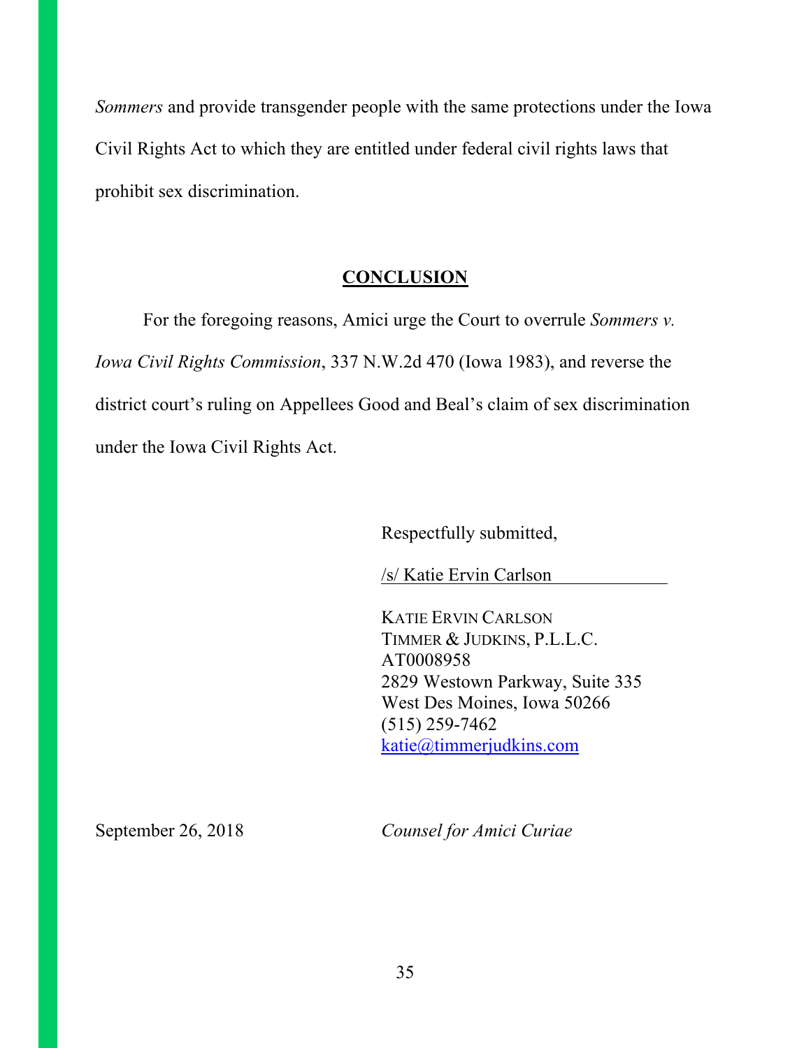*Sommers* and provide transgender people with the same protections under the Iowa Civil Rights Act to which they are entitled under federal civil rights laws that prohibit sex discrimination.

## CONCLUSION

For the foregoing reasons, Amici urge the Court to overrule *Sommers v. Iowa Civil Rights Commission*, 337 N.W.2d 470 (Iowa 1983), and reverse the district court's ruling on Appellees Good and Beal's claim of sex discrimination under the Iowa Civil Rights Act.

Respectfully submitted,

/s/ Katie Ervin Carlson

KATIE ERVIN CARLSON
TIMMER & JUDKINS, P.L.L.C.
AT0008958
2829 Westown Parkway, Suite 335
West Des Moines, Iowa 50266
(515) 259-7462
katie@timmerjudkins.com

September 26, 2018

*Counsel for Amici Curiae*